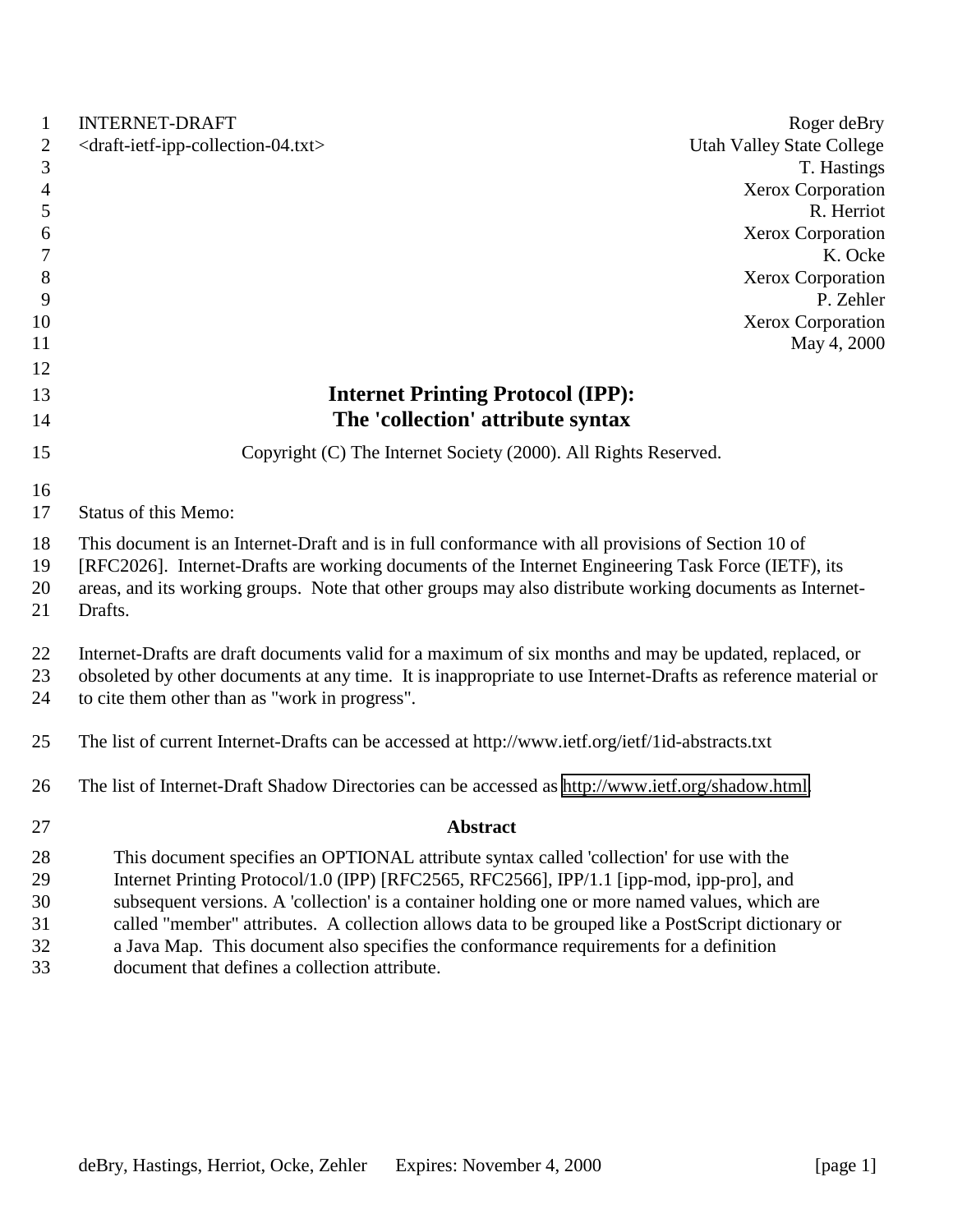INTERNET-DRAFT Roger deBry
<draft-ietf-ipp-collection-04.txt> Utah Valley State College
T. Hastings
Xerox Corporation
R. Herriot
Xerox Corporation
K. Ocke
Xerox Corporation
P. Zehler
Xerox Corporation
May 4, 2000

# Internet Printing Protocol (IPP): The 'collection' attribute syntax

Copyright (C) The Internet Society (2000). All Rights Reserved.

Status of this Memo:

This document is an Internet-Draft and is in full conformance with all provisions of Section 10 of [RFC2026]. Internet-Drafts are working documents of the Internet Engineering Task Force (IETF), its areas, and its working groups. Note that other groups may also distribute working documents as Internet-Drafts.

Internet-Drafts are draft documents valid for a maximum of six months and may be updated, replaced, or obsoleted by other documents at any time. It is inappropriate to use Internet-Drafts as reference material or to cite them other than as "work in progress".

The list of current Internet-Drafts can be accessed at http://www.ietf.org/ietf/1id-abstracts.txt

The list of Internet-Draft Shadow Directories can be accessed as http://www.ietf.org/shadow.html.

## Abstract

This document specifies an OPTIONAL attribute syntax called 'collection' for use with the Internet Printing Protocol/1.0 (IPP) [RFC2565, RFC2566], IPP/1.1 [ipp-mod, ipp-pro], and subsequent versions. A 'collection' is a container holding one or more named values, which are called "member" attributes. A collection allows data to be grouped like a PostScript dictionary or a Java Map. This document also specifies the conformance requirements for a definition document that defines a collection attribute.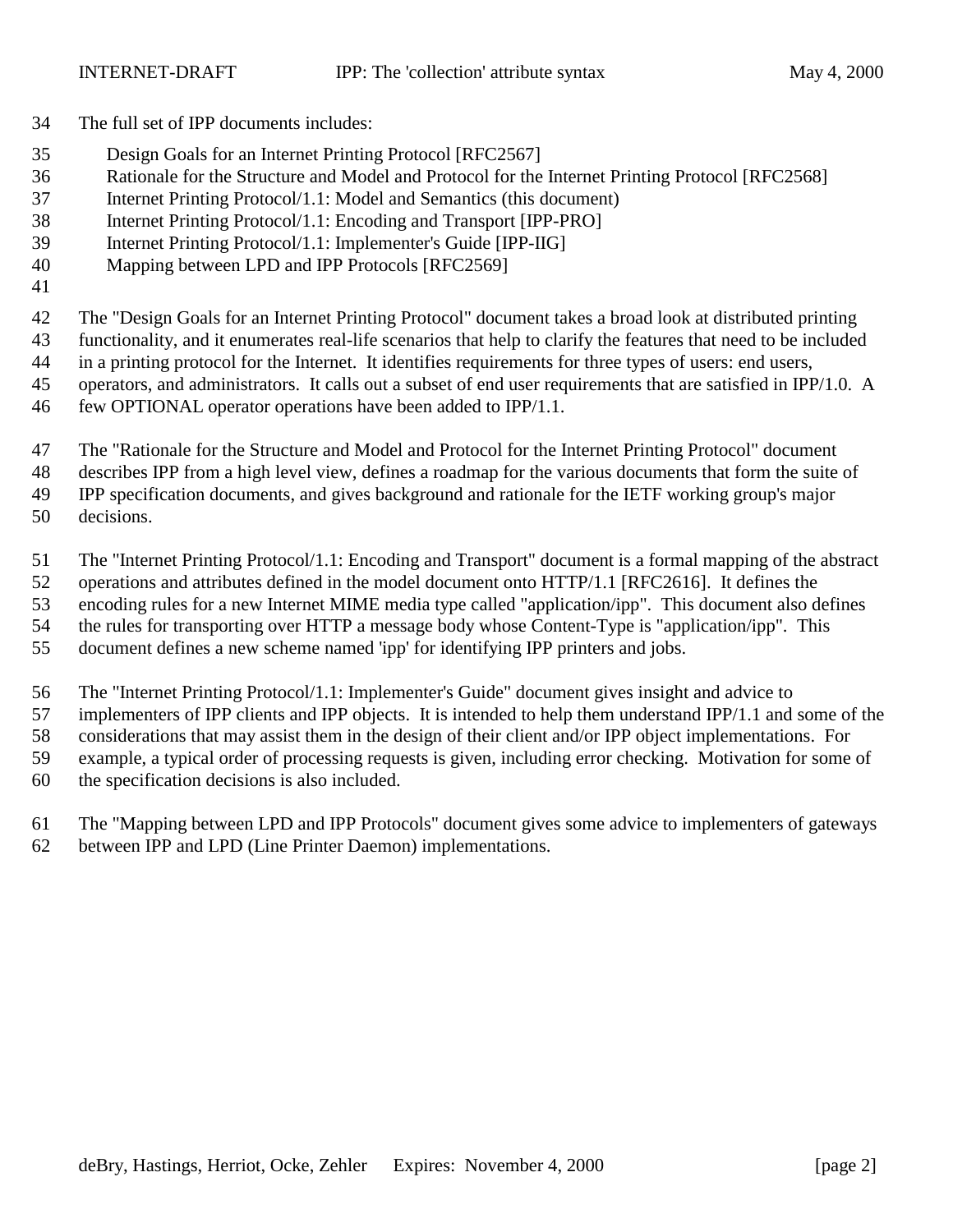The full set of IPP documents includes:

Design Goals for an Internet Printing Protocol [RFC2567]
Rationale for the Structure and Model and Protocol for the Internet Printing Protocol [RFC2568]
Internet Printing Protocol/1.1: Model and Semantics (this document)
Internet Printing Protocol/1.1: Encoding and Transport [IPP-PRO]
Internet Printing Protocol/1.1: Implementer's Guide [IPP-IIG]
Mapping between LPD and IPP Protocols [RFC2569]

The "Design Goals for an Internet Printing Protocol" document takes a broad look at distributed printing functionality, and it enumerates real-life scenarios that help to clarify the features that need to be included in a printing protocol for the Internet. It identifies requirements for three types of users: end users, operators, and administrators. It calls out a subset of end user requirements that are satisfied in IPP/1.0. A few OPTIONAL operator operations have been added to IPP/1.1.

The "Rationale for the Structure and Model and Protocol for the Internet Printing Protocol" document describes IPP from a high level view, defines a roadmap for the various documents that form the suite of IPP specification documents, and gives background and rationale for the IETF working group's major decisions.

The "Internet Printing Protocol/1.1: Encoding and Transport" document is a formal mapping of the abstract operations and attributes defined in the model document onto HTTP/1.1 [RFC2616]. It defines the encoding rules for a new Internet MIME media type called "application/ipp". This document also defines the rules for transporting over HTTP a message body whose Content-Type is "application/ipp". This document defines a new scheme named 'ipp' for identifying IPP printers and jobs.

The "Internet Printing Protocol/1.1: Implementer's Guide" document gives insight and advice to implementers of IPP clients and IPP objects. It is intended to help them understand IPP/1.1 and some of the considerations that may assist them in the design of their client and/or IPP object implementations. For example, a typical order of processing requests is given, including error checking. Motivation for some of the specification decisions is also included.

The "Mapping between LPD and IPP Protocols" document gives some advice to implementers of gateways between IPP and LPD (Line Printer Daemon) implementations.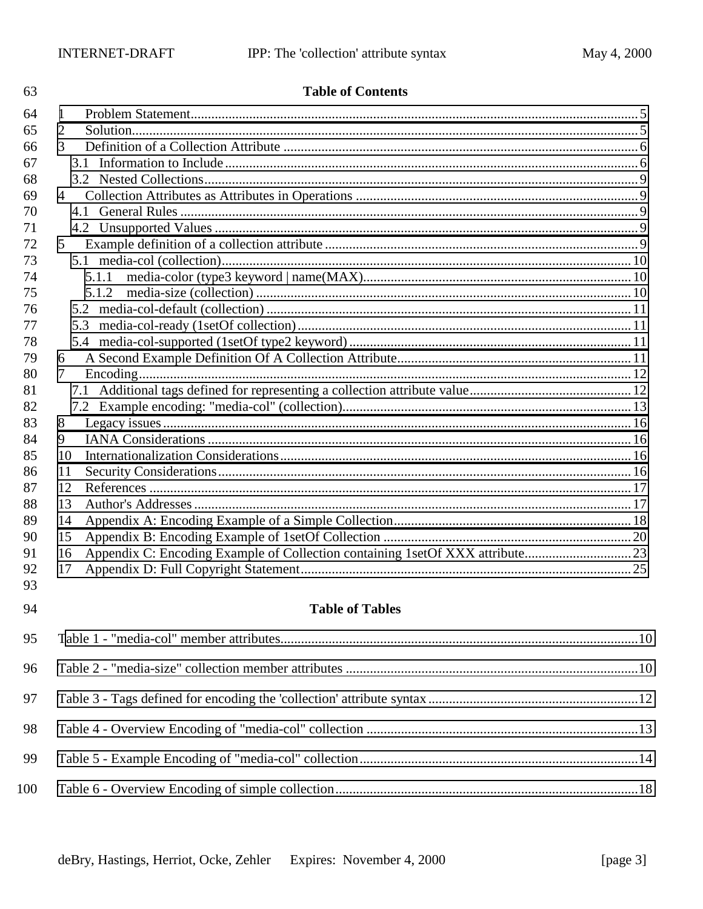## Table of Contents

1 Problem Statement.....5
2 Solution.....5
3 Definition of a Collection Attribute.....6
  3.1 Information to Include.....6
  3.2 Nested Collections.....9
4 Collection Attributes as Attributes in Operations.....9
  4.1 General Rules.....9
  4.2 Unsupported Values.....9
5 Example definition of a collection attribute.....9
  5.1 media-col (collection).....10
    5.1.1 media-color (type3 keyword | name(MAX).....10
    5.1.2 media-size (collection).....10
  5.2 media-col-default (collection).....11
  5.3 media-col-ready (1setOf collection).....11
  5.4 media-col-supported (1setOf type2 keyword).....11
6 A Second Example Definition Of A Collection Attribute.....11
7 Encoding.....12
  7.1 Additional tags defined for representing a collection attribute value.....12
  7.2 Example encoding: "media-col" (collection).....13
8 Legacy issues.....16
9 IANA Considerations.....16
10 Internationalization Considerations.....16
11 Security Considerations.....16
12 References.....17
13 Author's Addresses.....17
14 Appendix A: Encoding Example of a Simple Collection.....18
15 Appendix B: Encoding Example of 1setOf Collection.....20
16 Appendix C: Encoding Example of Collection containing 1setOf XXX attribute.....23
17 Appendix D: Full Copyright Statement.....25

## Table of Tables

Table 1 - "media-col" member attributes.....10
Table 2 - "media-size" collection member attributes.....10
Table 3 - Tags defined for encoding the 'collection' attribute syntax.....12
Table 4 - Overview Encoding of "media-col" collection.....13
Table 5 - Example Encoding of "media-col" collection.....14
Table 6 - Overview Encoding of simple collection.....18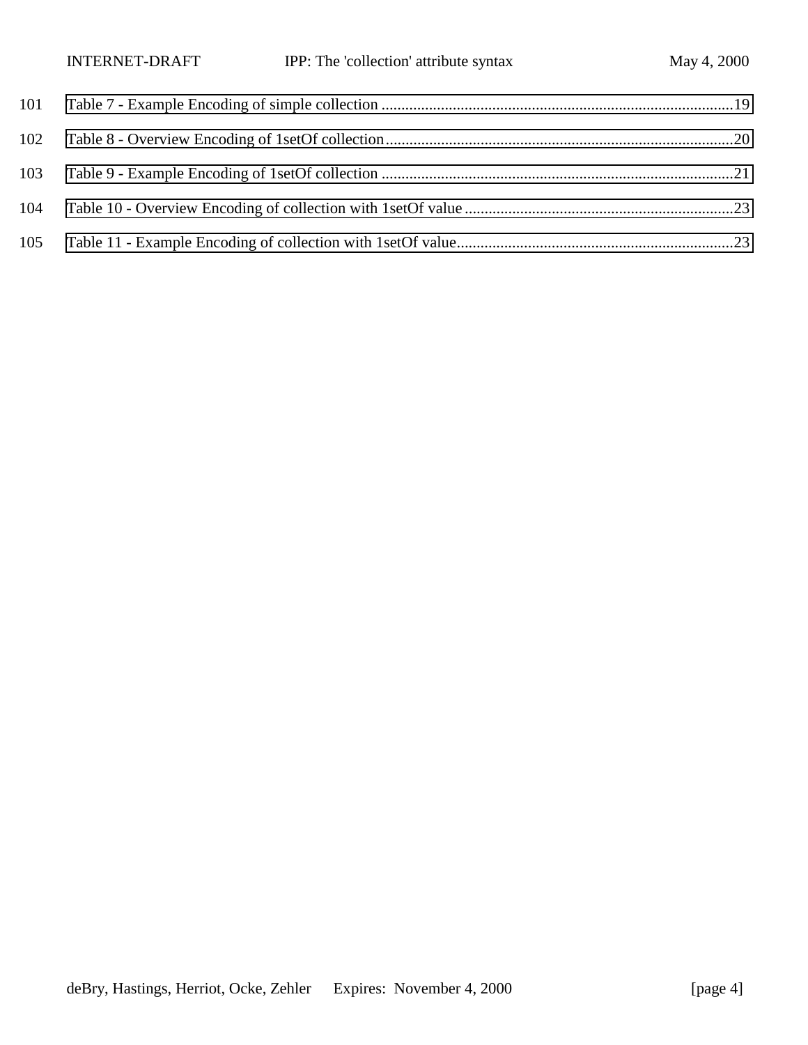101 Table 7 - Example Encoding of simple collection ..........................................................................................19

102 Table 8 - Overview Encoding of 1setOf collection.........................................................................................20

103 Table 9 - Example Encoding of 1setOf collection ..........................................................................................21

104 Table 10 - Overview Encoding of collection with 1setOf value .....................................................................23

105 Table 11 - Example Encoding of collection with 1setOf value.......................................................................23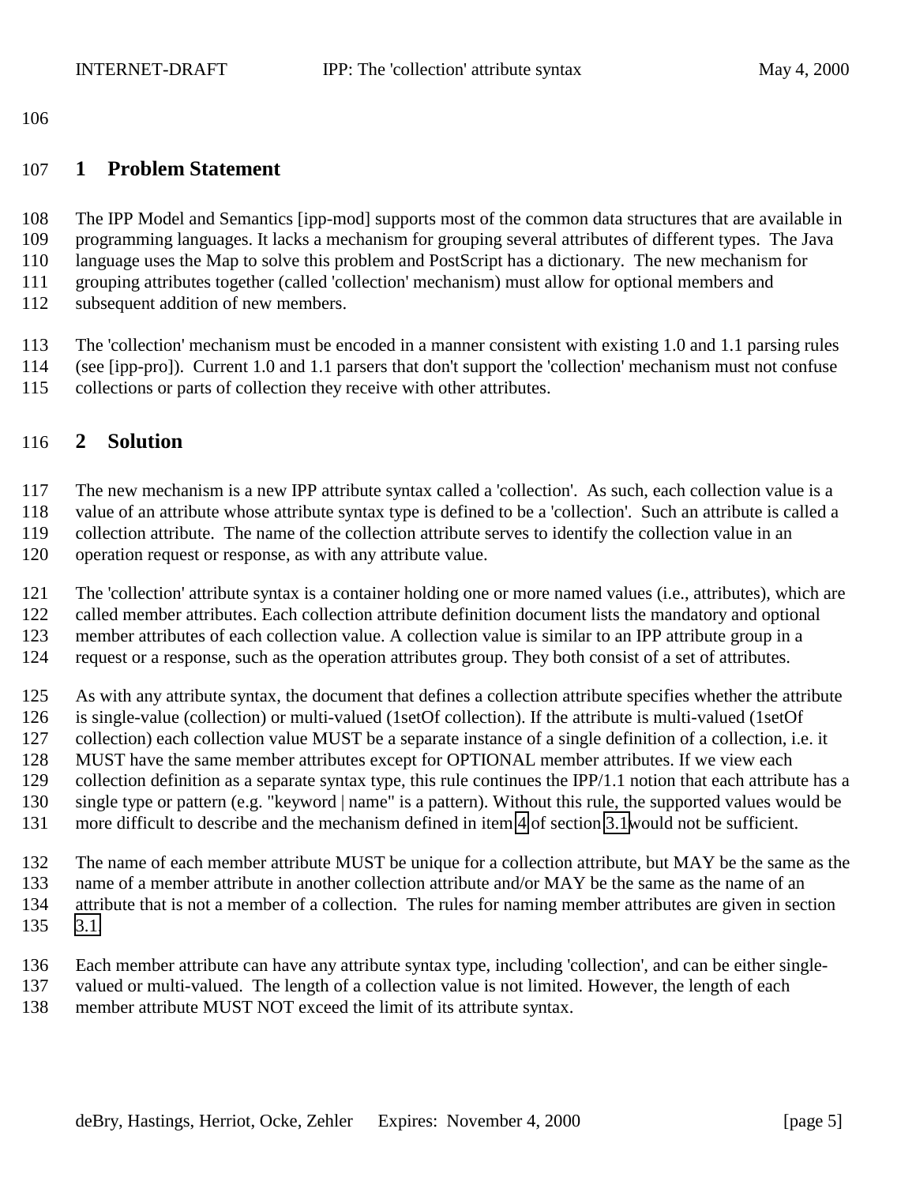# 1 Problem Statement

The IPP Model and Semantics [ipp-mod] supports most of the common data structures that are available in programming languages. It lacks a mechanism for grouping several attributes of different types. The Java language uses the Map to solve this problem and PostScript has a dictionary. The new mechanism for grouping attributes together (called 'collection' mechanism) must allow for optional members and subsequent addition of new members.

The 'collection' mechanism must be encoded in a manner consistent with existing 1.0 and 1.1 parsing rules (see [ipp-pro]). Current 1.0 and 1.1 parsers that don't support the 'collection' mechanism must not confuse collections or parts of collection they receive with other attributes.

# 2 Solution

The new mechanism is a new IPP attribute syntax called a 'collection'. As such, each collection value is a value of an attribute whose attribute syntax type is defined to be a 'collection'. Such an attribute is called a collection attribute. The name of the collection attribute serves to identify the collection value in an operation request or response, as with any attribute value.

The 'collection' attribute syntax is a container holding one or more named values (i.e., attributes), which are called member attributes. Each collection attribute definition document lists the mandatory and optional member attributes of each collection value. A collection value is similar to an IPP attribute group in a request or a response, such as the operation attributes group. They both consist of a set of attributes.

As with any attribute syntax, the document that defines a collection attribute specifies whether the attribute is single-value (collection) or multi-valued (1setOf collection). If the attribute is multi-valued (1setOf collection) each collection value MUST be a separate instance of a single definition of a collection, i.e. it MUST have the same member attributes except for OPTIONAL member attributes. If we view each collection definition as a separate syntax type, this rule continues the IPP/1.1 notion that each attribute has a single type or pattern (e.g. "keyword | name" is a pattern). Without this rule, the supported values would be more difficult to describe and the mechanism defined in item 4 of section 3.1 would not be sufficient.

The name of each member attribute MUST be unique for a collection attribute, but MAY be the same as the name of a member attribute in another collection attribute and/or MAY be the same as the name of an attribute that is not a member of a collection. The rules for naming member attributes are given in section 3.1.

Each member attribute can have any attribute syntax type, including 'collection', and can be either single-valued or multi-valued. The length of a collection value is not limited. However, the length of each member attribute MUST NOT exceed the limit of its attribute syntax.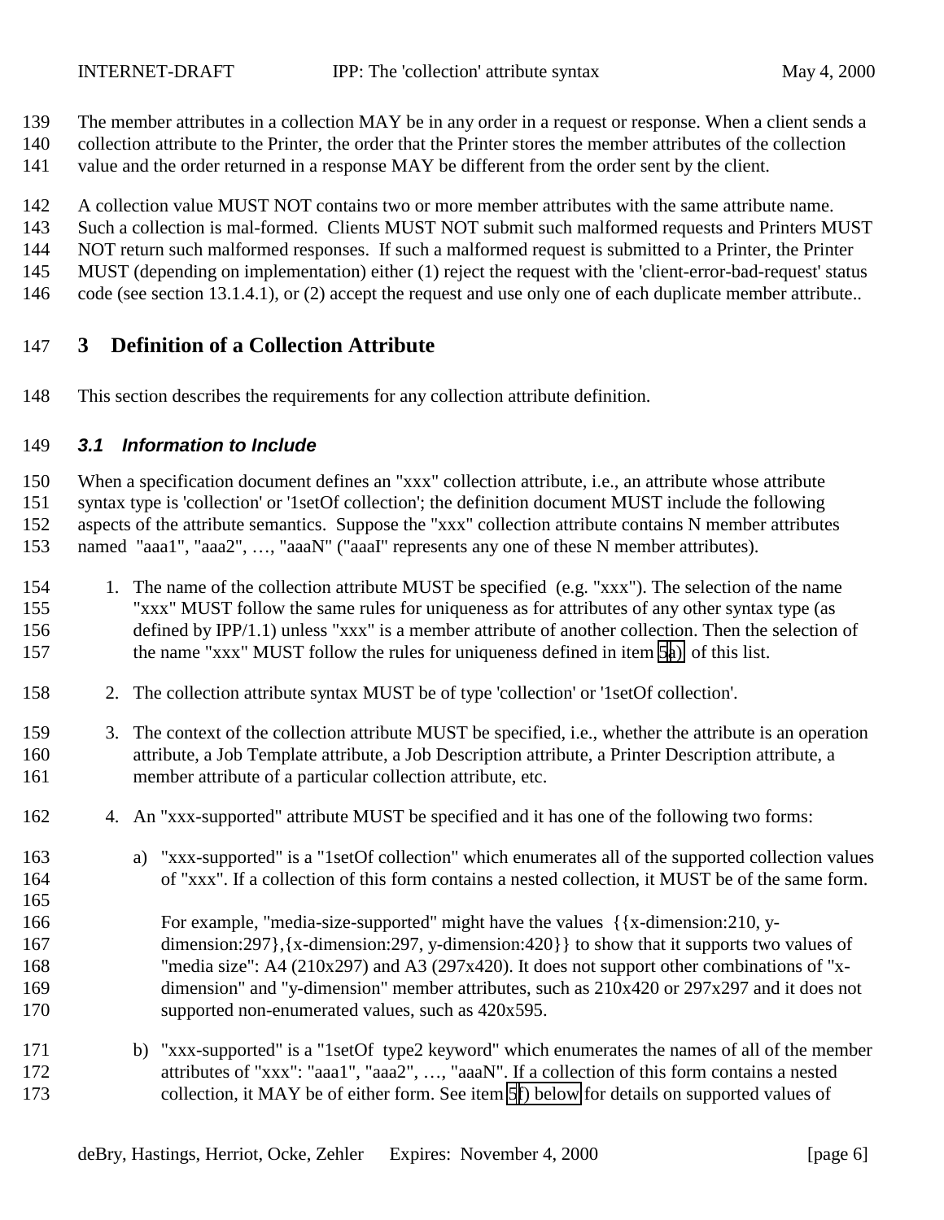The member attributes in a collection MAY be in any order in a request or response. When a client sends a collection attribute to the Printer, the order that the Printer stores the member attributes of the collection value and the order returned in a response MAY be different from the order sent by the client.

A collection value MUST NOT contains two or more member attributes with the same attribute name. Such a collection is mal-formed. Clients MUST NOT submit such malformed requests and Printers MUST NOT return such malformed responses. If such a malformed request is submitted to a Printer, the Printer MUST (depending on implementation) either (1) reject the request with the 'client-error-bad-request' status code (see section 13.1.4.1), or (2) accept the request and use only one of each duplicate member attribute..

# 3 Definition of a Collection Attribute

This section describes the requirements for any collection attribute definition.

## *3.1 Information to Include*

When a specification document defines an "xxx" collection attribute, i.e., an attribute whose attribute syntax type is 'collection' or '1setOf collection'; the definition document MUST include the following aspects of the attribute semantics. Suppose the "xxx" collection attribute contains N member attributes named "aaa1", "aaa2", …, "aaaN" ("aaaI" represents any one of these N member attributes).

1. The name of the collection attribute MUST be specified (e.g. "xxx"). The selection of the name "xxx" MUST follow the same rules for uniqueness as for attributes of any other syntax type (as defined by IPP/1.1) unless "xxx" is a member attribute of another collection. Then the selection of the name "xxx" MUST follow the rules for uniqueness defined in item 5a) of this list.

2. The collection attribute syntax MUST be of type 'collection' or '1setOf collection'.

3. The context of the collection attribute MUST be specified, i.e., whether the attribute is an operation attribute, a Job Template attribute, a Job Description attribute, a Printer Description attribute, a member attribute of a particular collection attribute, etc.

4. An "xxx-supported" attribute MUST be specified and it has one of the following two forms:

   a) "xxx-supported" is a "1setOf collection" which enumerates all of the supported collection values of "xxx". If a collection of this form contains a nested collection, it MUST be of the same form.

      For example, "media-size-supported" might have the values {{x-dimension:210, y-dimension:297},{x-dimension:297, y-dimension:420}} to show that it supports two values of "media size": A4 (210x297) and A3 (297x420). It does not support other combinations of "x-dimension" and "y-dimension" member attributes, such as 210x420 or 297x297 and it does not supported non-enumerated values, such as 420x595.

   b) "xxx-supported" is a "1setOf type2 keyword" which enumerates the names of all of the member attributes of "xxx": "aaa1", "aaa2", …, "aaaN". If a collection of this form contains a nested collection, it MAY be of either form. See item 5f) below for details on supported values of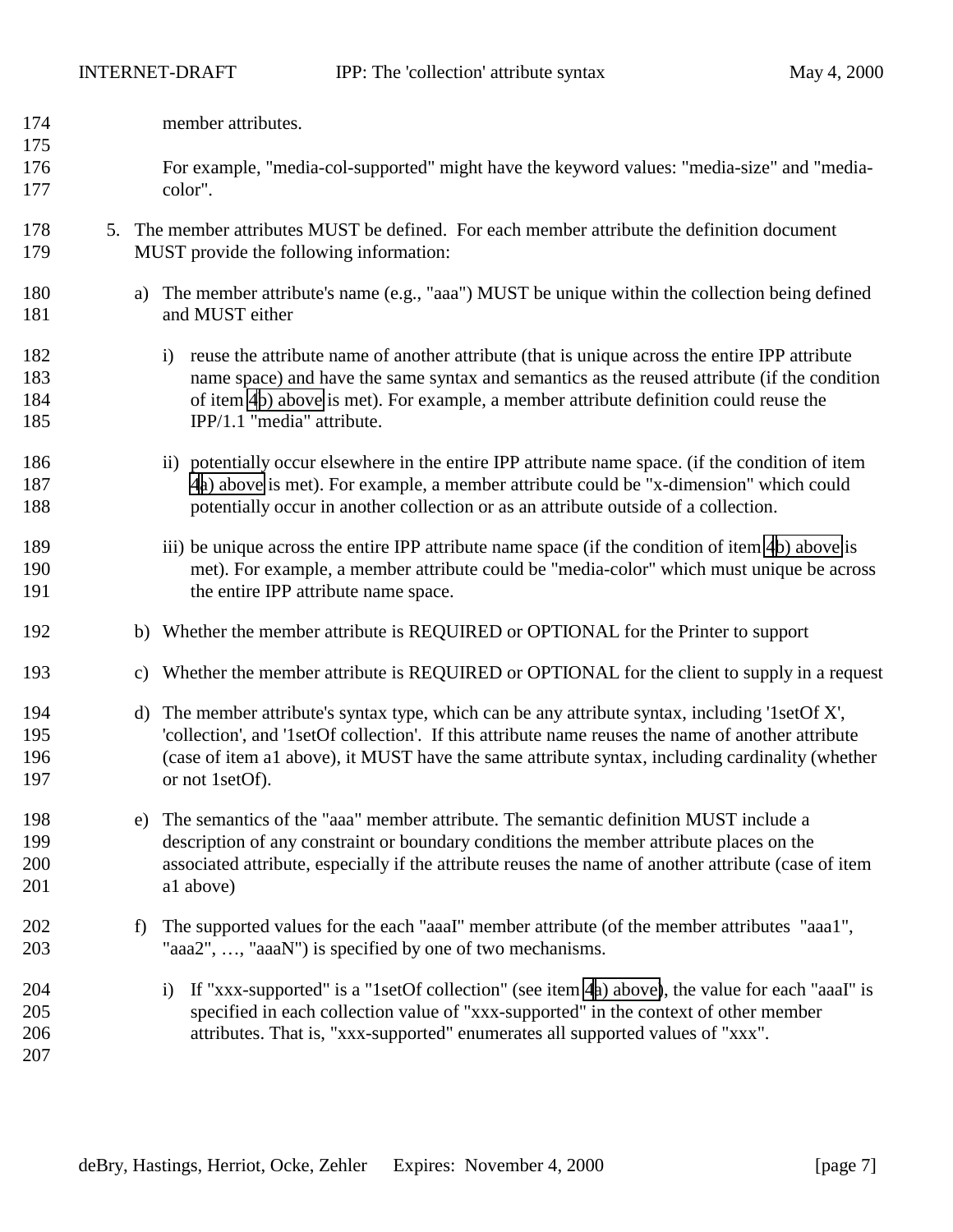member attributes.

For example, "media-col-supported" might have the keyword values: "media-size" and "media-color".

5. The member attributes MUST be defined. For each member attribute the definition document MUST provide the following information:

   a) The member attribute's name (e.g., "aaa") MUST be unique within the collection being defined and MUST either

      i) reuse the attribute name of another attribute (that is unique across the entire IPP attribute name space) and have the same syntax and semantics as the reused attribute (if the condition of item 4b) above is met). For example, a member attribute definition could reuse the IPP/1.1 "media" attribute.

      ii) potentially occur elsewhere in the entire IPP attribute name space. (if the condition of item 4a) above is met). For example, a member attribute could be "x-dimension" which could potentially occur in another collection or as an attribute outside of a collection.

      iii) be unique across the entire IPP attribute name space (if the condition of item 4b) above is met). For example, a member attribute could be "media-color" which must unique be across the entire IPP attribute name space.

   b) Whether the member attribute is REQUIRED or OPTIONAL for the Printer to support

   c) Whether the member attribute is REQUIRED or OPTIONAL for the client to supply in a request

   d) The member attribute's syntax type, which can be any attribute syntax, including '1setOf X', 'collection', and '1setOf collection'. If this attribute name reuses the name of another attribute (case of item a1 above), it MUST have the same attribute syntax, including cardinality (whether or not 1setOf).

   e) The semantics of the "aaa" member attribute. The semantic definition MUST include a description of any constraint or boundary conditions the member attribute places on the associated attribute, especially if the attribute reuses the name of another attribute (case of item a1 above)

   f) The supported values for the each "aaaI" member attribute (of the member attributes "aaa1", "aaa2", …, "aaaN") is specified by one of two mechanisms.

      i) If "xxx-supported" is a "1setOf collection" (see item 4a) above), the value for each "aaaI" is specified in each collection value of "xxx-supported" in the context of other member attributes. That is, "xxx-supported" enumerates all supported values of "xxx".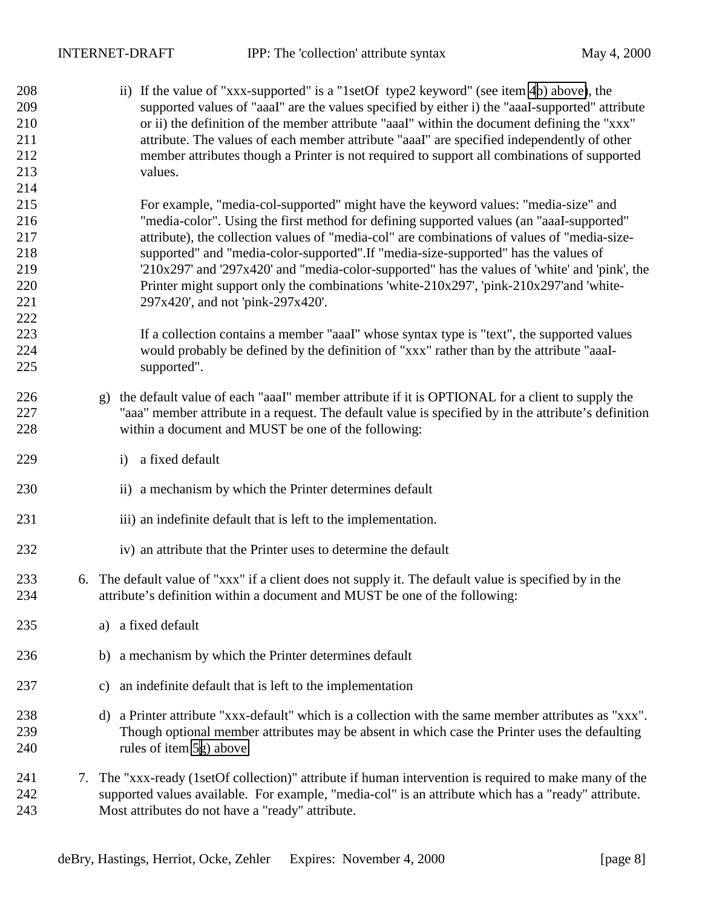ii) If the value of "xxx-supported" is a "1setOf type2 keyword" (see item 4b) above), the supported values of "aaaI" are the values specified by either i) the "aaaI-supported" attribute or ii) the definition of the member attribute "aaaI" within the document defining the "xxx" attribute. The values of each member attribute "aaaI" are specified independently of other member attributes though a Printer is not required to support all combinations of supported values.

For example, "media-col-supported" might have the keyword values: "media-size" and "media-color". Using the first method for defining supported values (an "aaaI-supported" attribute), the collection values of "media-col" are combinations of values of "media-size-supported" and "media-color-supported".If "media-size-supported" has the values of '210x297' and '297x420' and "media-color-supported" has the values of 'white' and 'pink', the Printer might support only the combinations 'white-210x297', 'pink-210x297'and 'white-297x420', and not 'pink-297x420'.

If a collection contains a member "aaaI" whose syntax type is "text", the supported values would probably be defined by the definition of "xxx" rather than by the attribute "aaaI-supported".

g) the default value of each "aaaI" member attribute if it is OPTIONAL for a client to supply the "aaa" member attribute in a request. The default value is specified by in the attribute's definition within a document and MUST be one of the following:

   i) a fixed default

   ii) a mechanism by which the Printer determines default

   iii) an indefinite default that is left to the implementation.

   iv) an attribute that the Printer uses to determine the default

6. The default value of "xxx" if a client does not supply it. The default value is specified by in the attribute's definition within a document and MUST be one of the following:

   a) a fixed default

   b) a mechanism by which the Printer determines default

   c) an indefinite default that is left to the implementation

   d) a Printer attribute "xxx-default" which is a collection with the same member attributes as "xxx". Though optional member attributes may be absent in which case the Printer uses the defaulting rules of item 5g) above.

7. The "xxx-ready (1setOf collection)" attribute if human intervention is required to make many of the supported values available. For example, "media-col" is an attribute which has a "ready" attribute. Most attributes do not have a "ready" attribute.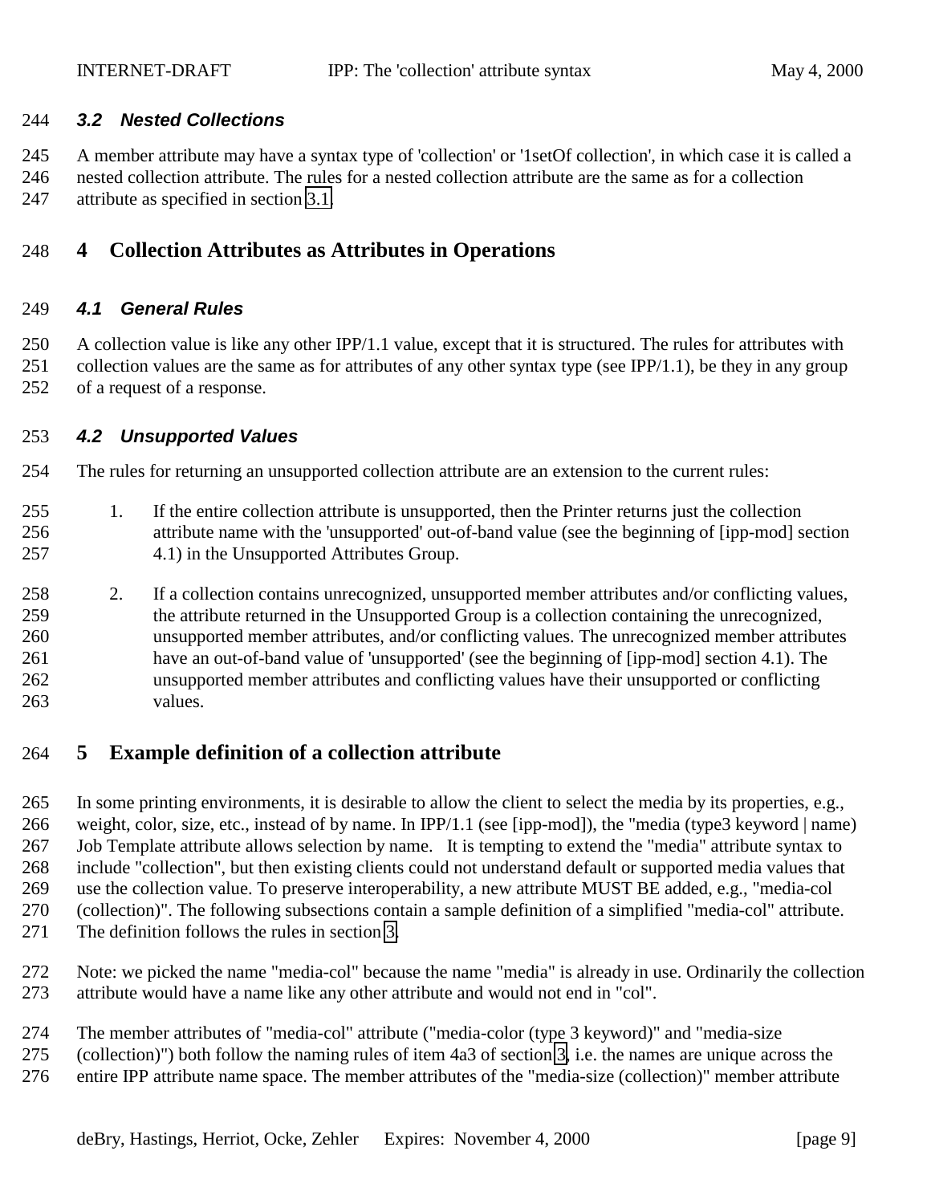### 3.2 Nested Collections

A member attribute may have a syntax type of 'collection' or '1setOf collection', in which case it is called a nested collection attribute. The rules for a nested collection attribute are the same as for a collection attribute as specified in section 3.1.

# 4 Collection Attributes as Attributes in Operations

### 4.1 General Rules

A collection value is like any other IPP/1.1 value, except that it is structured. The rules for attributes with collection values are the same as for attributes of any other syntax type (see IPP/1.1), be they in any group of a request of a response.

### 4.2 Unsupported Values

The rules for returning an unsupported collection attribute are an extension to the current rules:

1. If the entire collection attribute is unsupported, then the Printer returns just the collection attribute name with the 'unsupported' out-of-band value (see the beginning of [ipp-mod] section 4.1) in the Unsupported Attributes Group.

2. If a collection contains unrecognized, unsupported member attributes and/or conflicting values, the attribute returned in the Unsupported Group is a collection containing the unrecognized, unsupported member attributes, and/or conflicting values. The unrecognized member attributes have an out-of-band value of 'unsupported' (see the beginning of [ipp-mod] section 4.1). The unsupported member attributes and conflicting values have their unsupported or conflicting values.

# 5 Example definition of a collection attribute

In some printing environments, it is desirable to allow the client to select the media by its properties, e.g., weight, color, size, etc., instead of by name. In IPP/1.1 (see [ipp-mod]), the "media (type3 keyword | name) Job Template attribute allows selection by name. It is tempting to extend the "media" attribute syntax to include "collection", but then existing clients could not understand default or supported media values that use the collection value. To preserve interoperability, a new attribute MUST BE added, e.g., "media-col (collection)". The following subsections contain a sample definition of a simplified "media-col" attribute. The definition follows the rules in section 3.

Note: we picked the name "media-col" because the name "media" is already in use. Ordinarily the collection attribute would have a name like any other attribute and would not end in "col".

The member attributes of "media-col" attribute ("media-color (type 3 keyword)" and "media-size (collection)") both follow the naming rules of item 4a3 of section 3, i.e. the names are unique across the entire IPP attribute name space. The member attributes of the "media-size (collection)" member attribute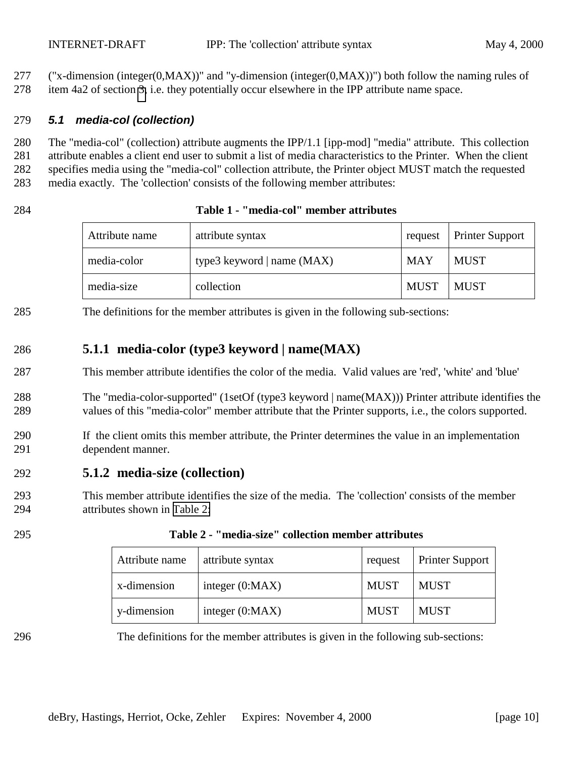("x-dimension (integer(0,MAX))" and "y-dimension (integer(0,MAX))") both follow the naming rules of item 4a2 of section 3, i.e. they potentially occur elsewhere in the IPP attribute name space.

### *5.1 media-col (collection)*

The "media-col" (collection) attribute augments the IPP/1.1 [ipp-mod] "media" attribute. This collection attribute enables a client end user to submit a list of media characteristics to the Printer. When the client specifies media using the "media-col" collection attribute, the Printer object MUST match the requested media exactly. The 'collection' consists of the following member attributes:

**Table 1 - "media-col" member attributes**

| Attribute name | attribute syntax | request | Printer Support |
|---|---|---|---|
| media-color | type3 keyword \| name (MAX) | MAY | MUST |
| media-size | collection | MUST | MUST |

The definitions for the member attributes is given in the following sub-sections:

#### 5.1.1 media-color (type3 keyword | name(MAX)

This member attribute identifies the color of the media. Valid values are 'red', 'white' and 'blue'

The "media-color-supported" (1setOf (type3 keyword | name(MAX))) Printer attribute identifies the values of this "media-color" member attribute that the Printer supports, i.e., the colors supported.

If the client omits this member attribute, the Printer determines the value in an implementation dependent manner.

#### 5.1.2 media-size (collection)

This member attribute identifies the size of the media. The 'collection' consists of the member attributes shown in Table 2:

**Table 2 - "media-size" collection member attributes**

| Attribute name | attribute syntax | request | Printer Support |
|---|---|---|---|
| x-dimension | integer (0:MAX) | MUST | MUST |
| y-dimension | integer (0:MAX) | MUST | MUST |

The definitions for the member attributes is given in the following sub-sections: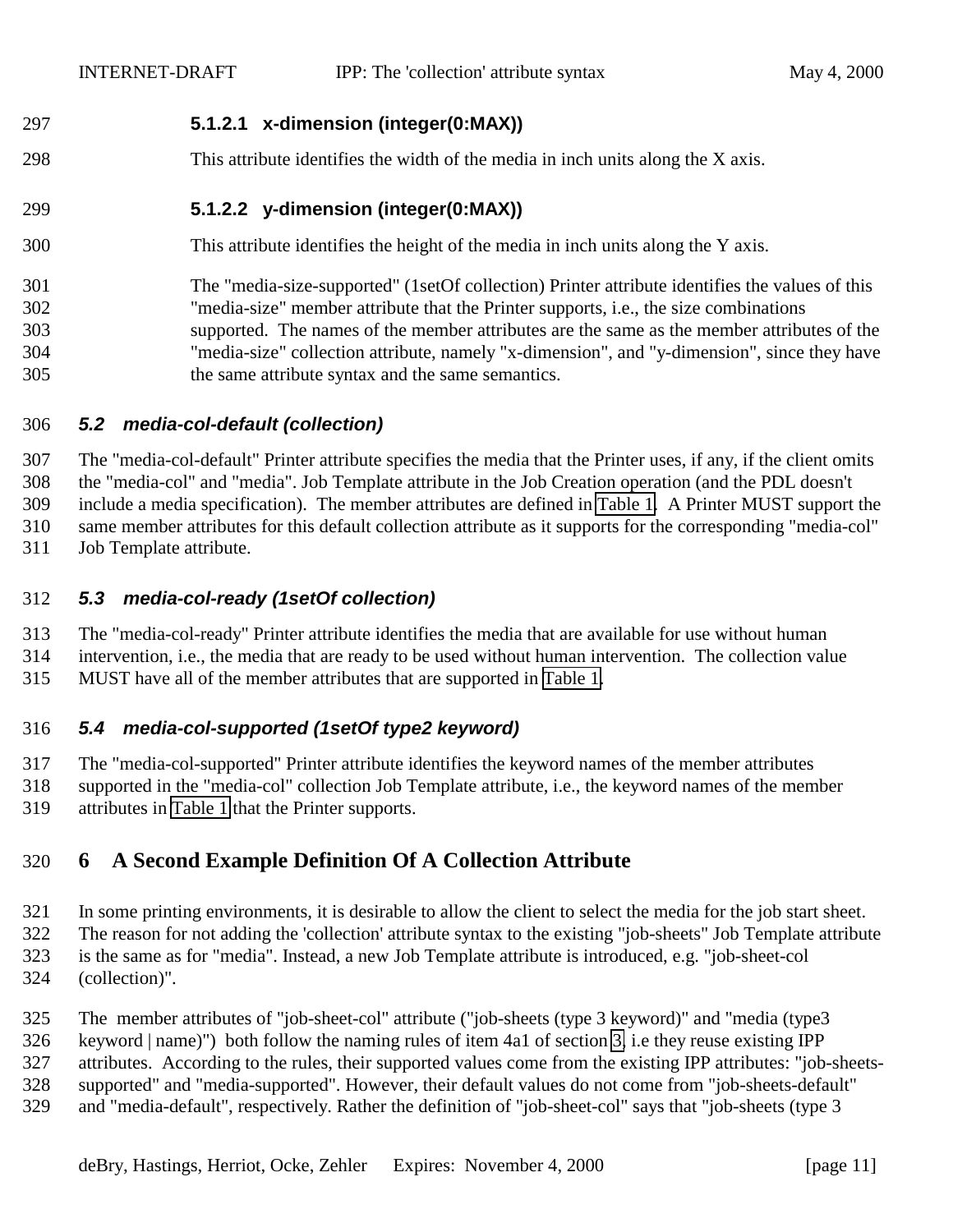#### 5.1.2.1 x-dimension (integer(0:MAX))

This attribute identifies the width of the media in inch units along the X axis.

#### 5.1.2.2 y-dimension (integer(0:MAX))

This attribute identifies the height of the media in inch units along the Y axis.

The "media-size-supported" (1setOf collection) Printer attribute identifies the values of this "media-size" member attribute that the Printer supports, i.e., the size combinations supported. The names of the member attributes are the same as the member attributes of the "media-size" collection attribute, namely "x-dimension", and "y-dimension", since they have the same attribute syntax and the same semantics.

### *5.2 media-col-default (collection)*

The "media-col-default" Printer attribute specifies the media that the Printer uses, if any, if the client omits the "media-col" and "media". Job Template attribute in the Job Creation operation (and the PDL doesn't include a media specification). The member attributes are defined in Table 1. A Printer MUST support the same member attributes for this default collection attribute as it supports for the corresponding "media-col" Job Template attribute.

### *5.3 media-col-ready (1setOf collection)*

The "media-col-ready" Printer attribute identifies the media that are available for use without human intervention, i.e., the media that are ready to be used without human intervention. The collection value MUST have all of the member attributes that are supported in Table 1.

### *5.4 media-col-supported (1setOf type2 keyword)*

The "media-col-supported" Printer attribute identifies the keyword names of the member attributes supported in the "media-col" collection Job Template attribute, i.e., the keyword names of the member attributes in Table 1 that the Printer supports.

## 6 A Second Example Definition Of A Collection Attribute

In some printing environments, it is desirable to allow the client to select the media for the job start sheet. The reason for not adding the 'collection' attribute syntax to the existing "job-sheets" Job Template attribute is the same as for "media". Instead, a new Job Template attribute is introduced, e.g. "job-sheet-col (collection)".

The member attributes of "job-sheet-col" attribute ("job-sheets (type 3 keyword)" and "media (type3 keyword | name)") both follow the naming rules of item 4a1 of section 3, i.e they reuse existing IPP attributes. According to the rules, their supported values come from the existing IPP attributes: "job-sheets-supported" and "media-supported". However, their default values do not come from "job-sheets-default" and "media-default", respectively. Rather the definition of "job-sheet-col" says that "job-sheets (type 3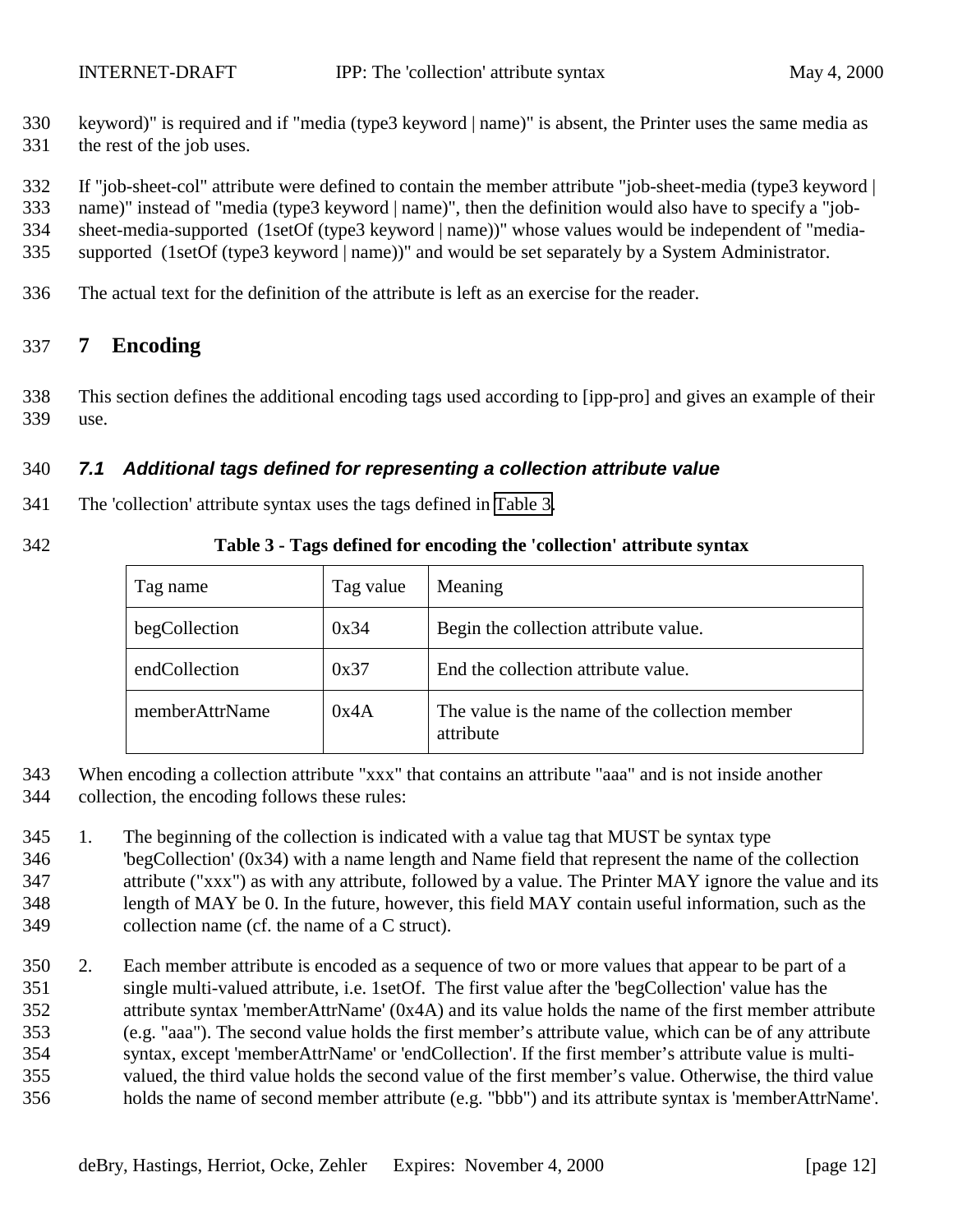keyword)" is required and if "media (type3 keyword | name)" is absent, the Printer uses the same media as the rest of the job uses.

If "job-sheet-col" attribute were defined to contain the member attribute "job-sheet-media (type3 keyword | name)" instead of "media (type3 keyword | name)", then the definition would also have to specify a "job-sheet-media-supported (1setOf (type3 keyword | name))" whose values would be independent of "media-supported (1setOf (type3 keyword | name))" and would be set separately by a System Administrator.

The actual text for the definition of the attribute is left as an exercise for the reader.

# 7 Encoding

This section defines the additional encoding tags used according to [ipp-pro] and gives an example of their use.

## *7.1 Additional tags defined for representing a collection attribute value*

The 'collection' attribute syntax uses the tags defined in Table 3.

**Table 3 - Tags defined for encoding the 'collection' attribute syntax**

| Tag name | Tag value | Meaning |
|---|---|---|
| begCollection | 0x34 | Begin the collection attribute value. |
| endCollection | 0x37 | End the collection attribute value. |
| memberAttrName | 0x4A | The value is the name of the collection member attribute |

When encoding a collection attribute "xxx" that contains an attribute "aaa" and is not inside another collection, the encoding follows these rules:

1. The beginning of the collection is indicated with a value tag that MUST be syntax type 'begCollection' (0x34) with a name length and Name field that represent the name of the collection attribute ("xxx") as with any attribute, followed by a value. The Printer MAY ignore the value and its length of MAY be 0. In the future, however, this field MAY contain useful information, such as the collection name (cf. the name of a C struct).

2. Each member attribute is encoded as a sequence of two or more values that appear to be part of a single multi-valued attribute, i.e. 1setOf. The first value after the 'begCollection' value has the attribute syntax 'memberAttrName' (0x4A) and its value holds the name of the first member attribute (e.g. "aaa"). The second value holds the first member's attribute value, which can be of any attribute syntax, except 'memberAttrName' or 'endCollection'. If the first member's attribute value is multi-valued, the third value holds the second value of the first member's value. Otherwise, the third value holds the name of second member attribute (e.g. "bbb") and its attribute syntax is 'memberAttrName'.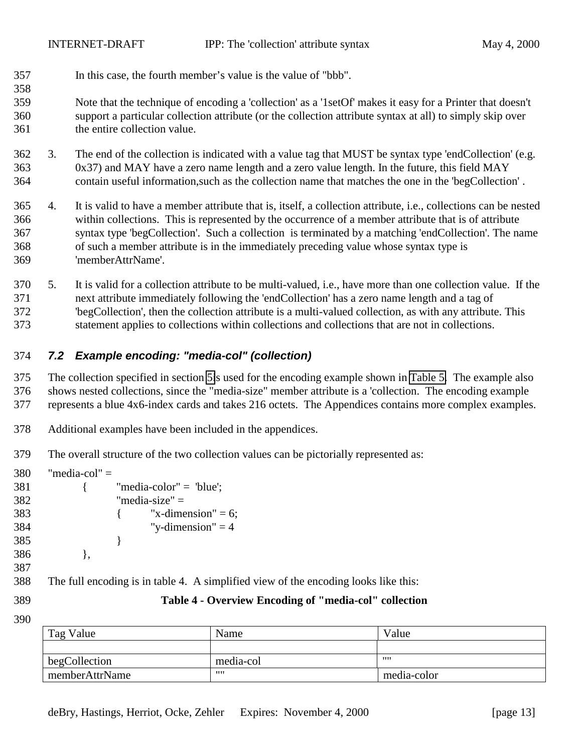In this case, the fourth member's value is the value of "bbb".

Note that the technique of encoding a 'collection' as a '1setOf' makes it easy for a Printer that doesn't support a particular collection attribute (or the collection attribute syntax at all) to simply skip over the entire collection value.

3. The end of the collection is indicated with a value tag that MUST be syntax type 'endCollection' (e.g. 0x37) and MAY have a zero name length and a zero value length. In the future, this field MAY contain useful information,such as the collection name that matches the one in the 'begCollection' .

4. It is valid to have a member attribute that is, itself, a collection attribute, i.e., collections can be nested within collections. This is represented by the occurrence of a member attribute that is of attribute syntax type 'begCollection'. Such a collection is terminated by a matching 'endCollection'. The name of such a member attribute is in the immediately preceding value whose syntax type is 'memberAttrName'.

5. It is valid for a collection attribute to be multi-valued, i.e., have more than one collection value. If the next attribute immediately following the 'endCollection' has a zero name length and a tag of 'begCollection', then the collection attribute is a multi-valued collection, as with any attribute. This statement applies to collections within collections and collections that are not in collections.

### *7.2 Example encoding: "media-col" (collection)*

The collection specified in section 5is used for the encoding example shown in Table 5. The example also shows nested collections, since the "media-size" member attribute is a 'collection. The encoding example represents a blue 4x6-index cards and takes 216 octets. The Appendices contains more complex examples.

Additional examples have been included in the appendices.

The overall structure of the two collection values can be pictorially represented as:

```
"media-col" =
        {       "media-color" =  'blue';
                "media-size" =
                {       "x-dimension" = 6;
                        "y-dimension" = 4
                }
        },
```

The full encoding is in table 4. A simplified view of the encoding looks like this:

**Table 4 - Overview Encoding of "media-col" collection**

| Tag Value | Name | Value |
|---|---|---|
| | | |
| begCollection | media-col | "" |
| memberAttrName | "" | media-color |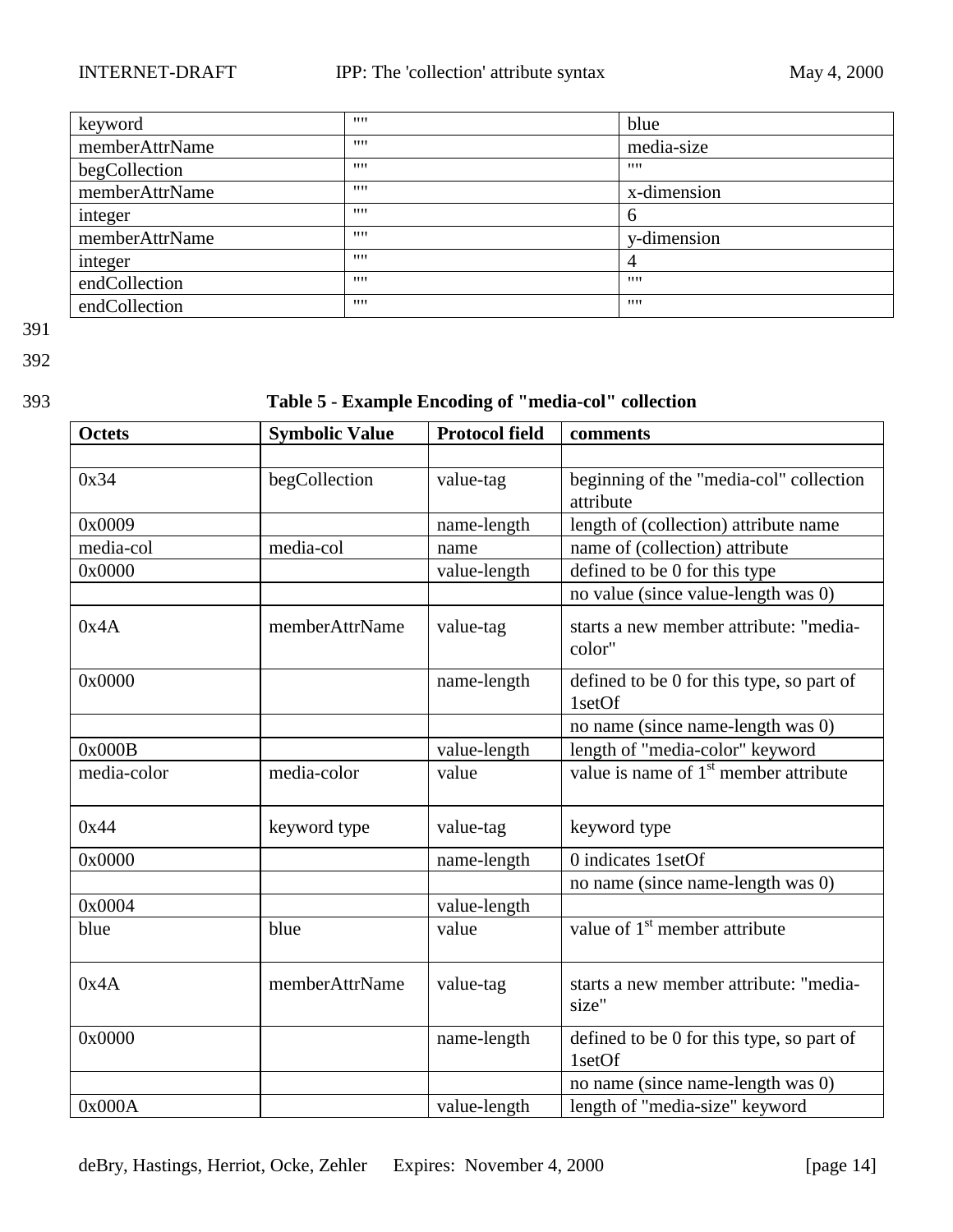| | | |
|---|---|---|
| keyword | "" | blue |
| memberAttrName | "" | media-size |
| begCollection | "" | "" |
| memberAttrName | "" | x-dimension |
| integer | "" | 6 |
| memberAttrName | "" | y-dimension |
| integer | "" | 4 |
| endCollection | "" | "" |
| endCollection | "" | "" |

391

392

393 **Table 5 - Example Encoding of "media-col" collection**

| **Octets** | **Symbolic Value** | **Protocol field** | **comments** |
|---|---|---|---|
| | | | |
| 0x34 | begCollection | value-tag | beginning of the "media-col" collection attribute |
| 0x0009 | | name-length | length of (collection) attribute name |
| media-col | media-col | name | name of (collection) attribute |
| 0x0000 | | value-length | defined to be 0 for this type |
| | | | no value (since value-length was 0) |
| 0x4A | memberAttrName | value-tag | starts a new member attribute: "media-color" |
| 0x0000 | | name-length | defined to be 0 for this type, so part of 1setOf |
| | | | no name (since name-length was 0) |
| 0x000B | | value-length | length of "media-color" keyword |
| media-color | media-color | value | value is name of 1st member attribute |
| 0x44 | keyword type | value-tag | keyword type |
| 0x0000 | | name-length | 0 indicates 1setOf |
| | | | no name (since name-length was 0) |
| 0x0004 | | value-length | |
| blue | blue | value | value of 1st member attribute |
| 0x4A | memberAttrName | value-tag | starts a new member attribute: "media-size" |
| 0x0000 | | name-length | defined to be 0 for this type, so part of 1setOf |
| | | | no name (since name-length was 0) |
| 0x000A | | value-length | length of "media-size" keyword |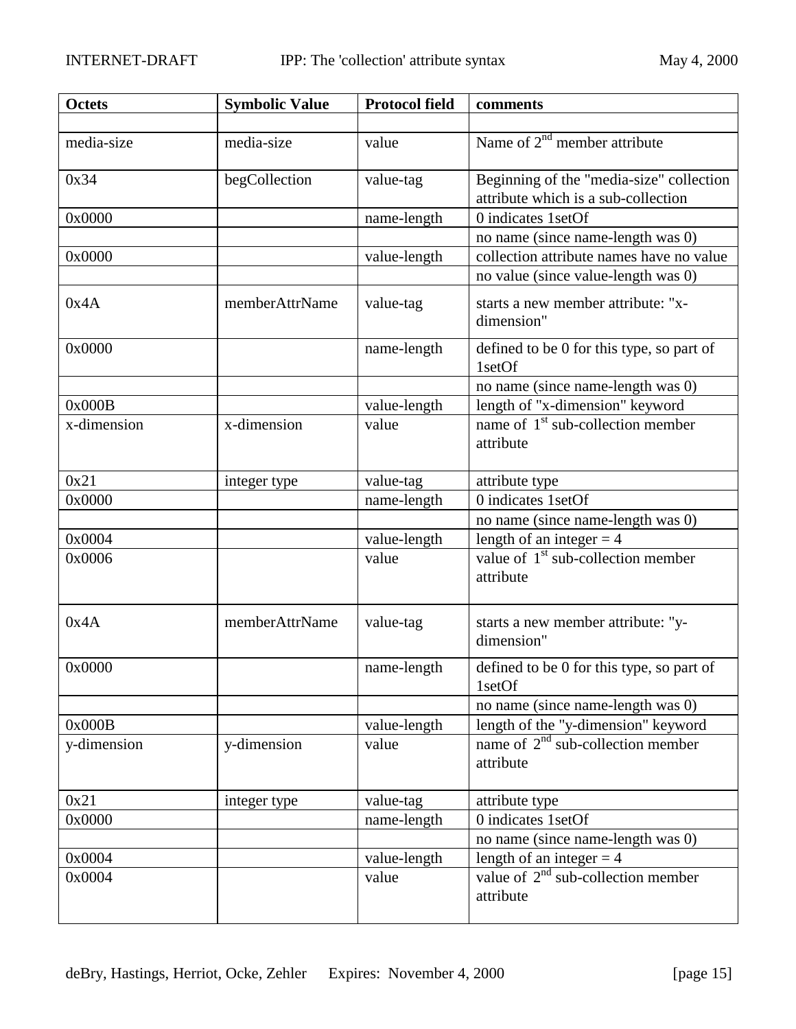| Octets | Symbolic Value | Protocol field | comments |
|---|---|---|---|
| | | | |
| media-size | media-size | value | Name of 2nd member attribute |
| 0x34 | begCollection | value-tag | Beginning of the "media-size" collection attribute which is a sub-collection |
| 0x0000 | | name-length | 0 indicates 1setOf |
| | | | no name (since name-length was 0) |
| 0x0000 | | value-length | collection attribute names have no value |
| | | | no value (since value-length was 0) |
| 0x4A | memberAttrName | value-tag | starts a new member attribute: "x-dimension" |
| 0x0000 | | name-length | defined to be 0 for this type, so part of 1setOf |
| | | | no name (since name-length was 0) |
| 0x000B | | value-length | length of "x-dimension" keyword |
| x-dimension | x-dimension | value | name of 1st sub-collection member attribute |
| 0x21 | integer type | value-tag | attribute type |
| 0x0000 | | name-length | 0 indicates 1setOf |
| | | | no name (since name-length was 0) |
| 0x0004 | | value-length | length of an integer = 4 |
| 0x0006 | | value | value of 1st sub-collection member attribute |
| 0x4A | memberAttrName | value-tag | starts a new member attribute: "y-dimension" |
| 0x0000 | | name-length | defined to be 0 for this type, so part of 1setOf |
| | | | no name (since name-length was 0) |
| 0x000B | | value-length | length of the "y-dimension" keyword |
| y-dimension | y-dimension | value | name of 2nd sub-collection member attribute |
| 0x21 | integer type | value-tag | attribute type |
| 0x0000 | | name-length | 0 indicates 1setOf |
| | | | no name (since name-length was 0) |
| 0x0004 | | value-length | length of an integer = 4 |
| 0x0004 | | value | value of 2nd sub-collection member attribute |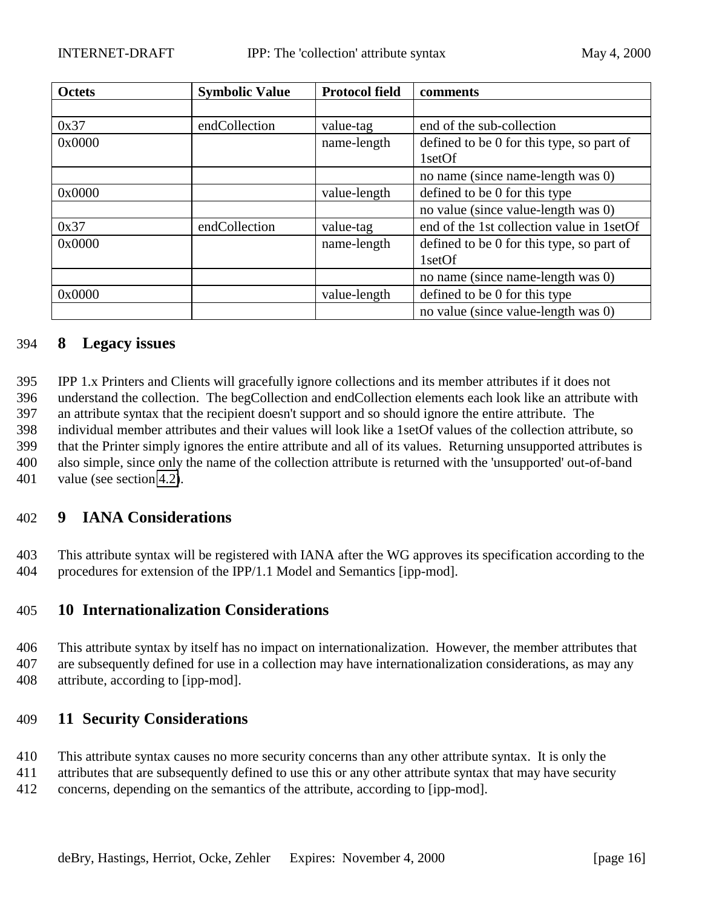| Octets | Symbolic Value | Protocol field | comments |
|---|---|---|---|
| | | | |
| 0x37 | endCollection | value-tag | end of the sub-collection |
| 0x0000 | | name-length | defined to be 0 for this type, so part of 1setOf |
| | | | no name (since name-length was 0) |
| 0x0000 | | value-length | defined to be 0 for this type |
| | | | no value (since value-length was 0) |
| 0x37 | endCollection | value-tag | end of the 1st collection value in 1setOf |
| 0x0000 | | name-length | defined to be 0 for this type, so part of 1setOf |
| | | | no name (since name-length was 0) |
| 0x0000 | | value-length | defined to be 0 for this type |
| | | | no value (since value-length was 0) |

## 8 Legacy issues

IPP 1.x Printers and Clients will gracefully ignore collections and its member attributes if it does not understand the collection. The begCollection and endCollection elements each look like an attribute with an attribute syntax that the recipient doesn't support and so should ignore the entire attribute. The individual member attributes and their values will look like a 1setOf values of the collection attribute, so that the Printer simply ignores the entire attribute and all of its values. Returning unsupported attributes is also simple, since only the name of the collection attribute is returned with the 'unsupported' out-of-band value (see section 4.2).

## 9 IANA Considerations

This attribute syntax will be registered with IANA after the WG approves its specification according to the procedures for extension of the IPP/1.1 Model and Semantics [ipp-mod].

## 10 Internationalization Considerations

This attribute syntax by itself has no impact on internationalization. However, the member attributes that are subsequently defined for use in a collection may have internationalization considerations, as may any attribute, according to [ipp-mod].

## 11 Security Considerations

This attribute syntax causes no more security concerns than any other attribute syntax. It is only the attributes that are subsequently defined to use this or any other attribute syntax that may have security concerns, depending on the semantics of the attribute, according to [ipp-mod].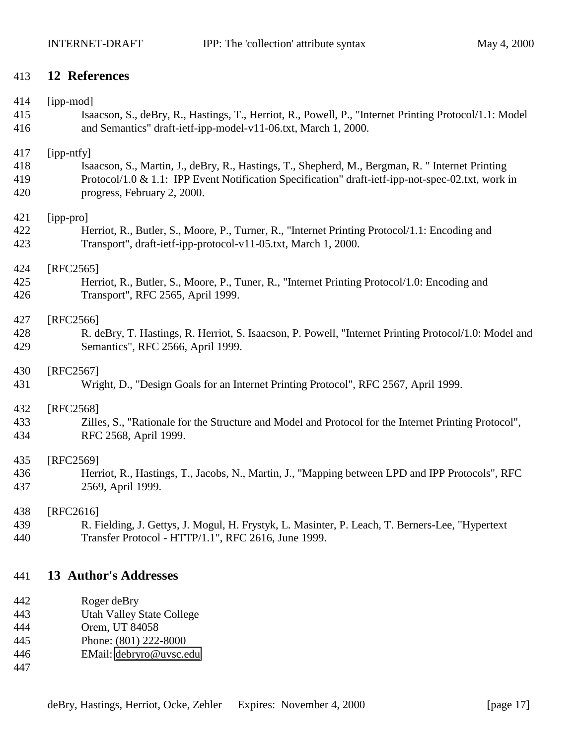## 12 References

[ipp-mod]
Isaacson, S., deBry, R., Hastings, T., Herriot, R., Powell, P., "Internet Printing Protocol/1.1: Model and Semantics" draft-ietf-ipp-model-v11-06.txt, March 1, 2000.

[ipp-ntfy]
Isaacson, S., Martin, J., deBry, R., Hastings, T., Shepherd, M., Bergman, R. " Internet Printing Protocol/1.0 & 1.1: IPP Event Notification Specification" draft-ietf-ipp-not-spec-02.txt, work in progress, February 2, 2000.

[ipp-pro]
Herriot, R., Butler, S., Moore, P., Turner, R., "Internet Printing Protocol/1.1: Encoding and Transport", draft-ietf-ipp-protocol-v11-05.txt, March 1, 2000.

[RFC2565]
Herriot, R., Butler, S., Moore, P., Tuner, R., "Internet Printing Protocol/1.0: Encoding and Transport", RFC 2565, April 1999.

[RFC2566]
R. deBry, T. Hastings, R. Herriot, S. Isaacson, P. Powell, "Internet Printing Protocol/1.0: Model and Semantics", RFC 2566, April 1999.

[RFC2567]
Wright, D., "Design Goals for an Internet Printing Protocol", RFC 2567, April 1999.

[RFC2568]
Zilles, S., "Rationale for the Structure and Model and Protocol for the Internet Printing Protocol", RFC 2568, April 1999.

[RFC2569]
Herriot, R., Hastings, T., Jacobs, N., Martin, J., "Mapping between LPD and IPP Protocols", RFC 2569, April 1999.

[RFC2616]
R. Fielding, J. Gettys, J. Mogul, H. Frystyk, L. Masinter, P. Leach, T. Berners-Lee, "Hypertext Transfer Protocol - HTTP/1.1", RFC 2616, June 1999.

## 13 Author's Addresses

Roger deBry
Utah Valley State College
Orem, UT 84058
Phone: (801) 222-8000
EMail: debryro@uvsc.edu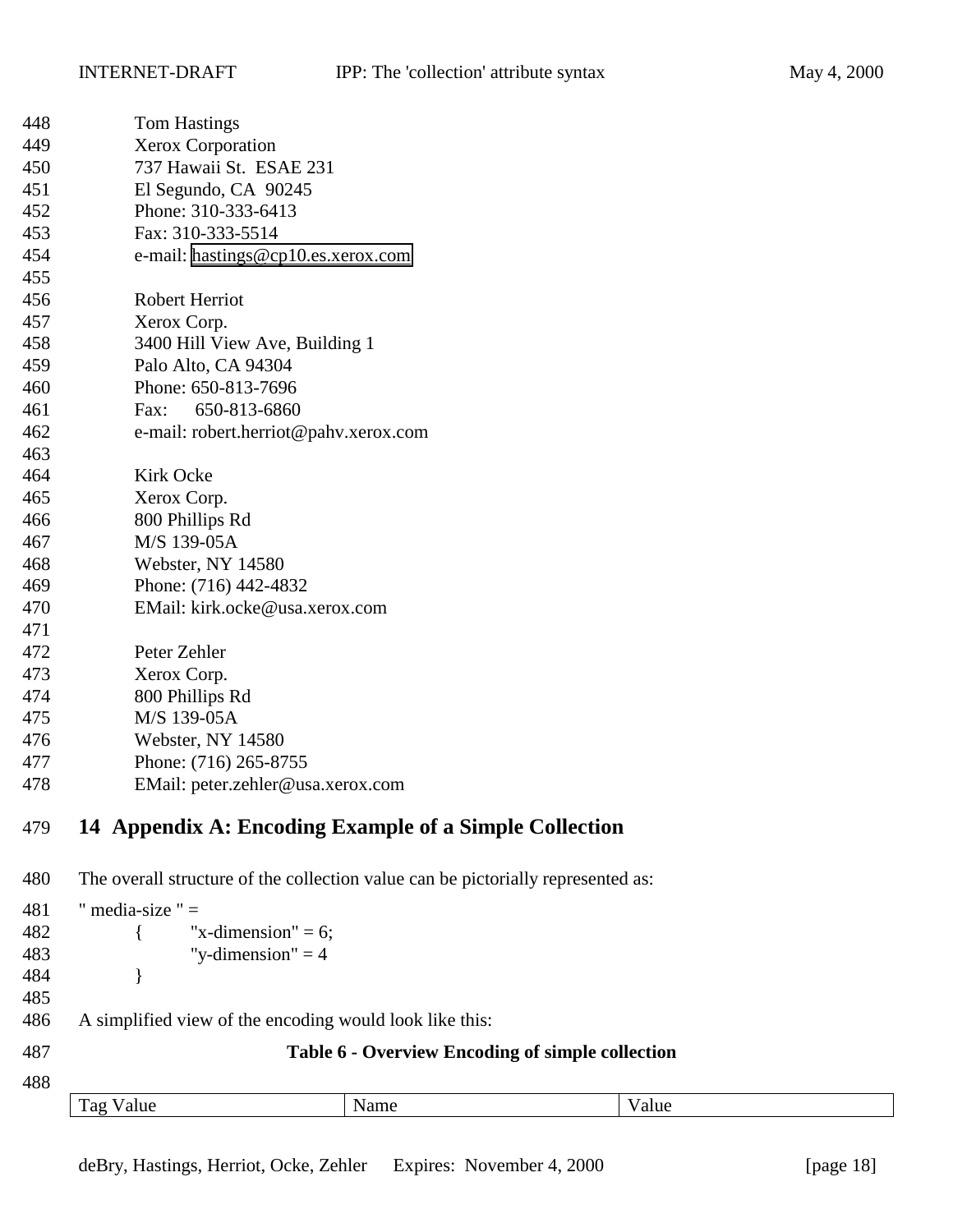Tom Hastings
Xerox Corporation
737 Hawaii St. ESAE 231
El Segundo, CA 90245
Phone: 310-333-6413
Fax: 310-333-5514
e-mail: hastings@cp10.es.xerox.com

Robert Herriot
Xerox Corp.
3400 Hill View Ave, Building 1
Palo Alto, CA 94304
Phone: 650-813-7696
Fax: 650-813-6860
e-mail: robert.herriot@pahv.xerox.com

Kirk Ocke
Xerox Corp.
800 Phillips Rd
M/S 139-05A
Webster, NY 14580
Phone: (716) 442-4832
EMail: kirk.ocke@usa.xerox.com

Peter Zehler
Xerox Corp.
800 Phillips Rd
M/S 139-05A
Webster, NY 14580
Phone: (716) 265-8755
EMail: peter.zehler@usa.xerox.com

# 14 Appendix A: Encoding Example of a Simple Collection

The overall structure of the collection value can be pictorially represented as:

```
" media-size " =
        {       "x-dimension" = 6;
                "y-dimension" = 4
        }
```

A simplified view of the encoding would look like this:

**Table 6 - Overview Encoding of simple collection**

| Tag Value | Name | Value |
|---|---|---|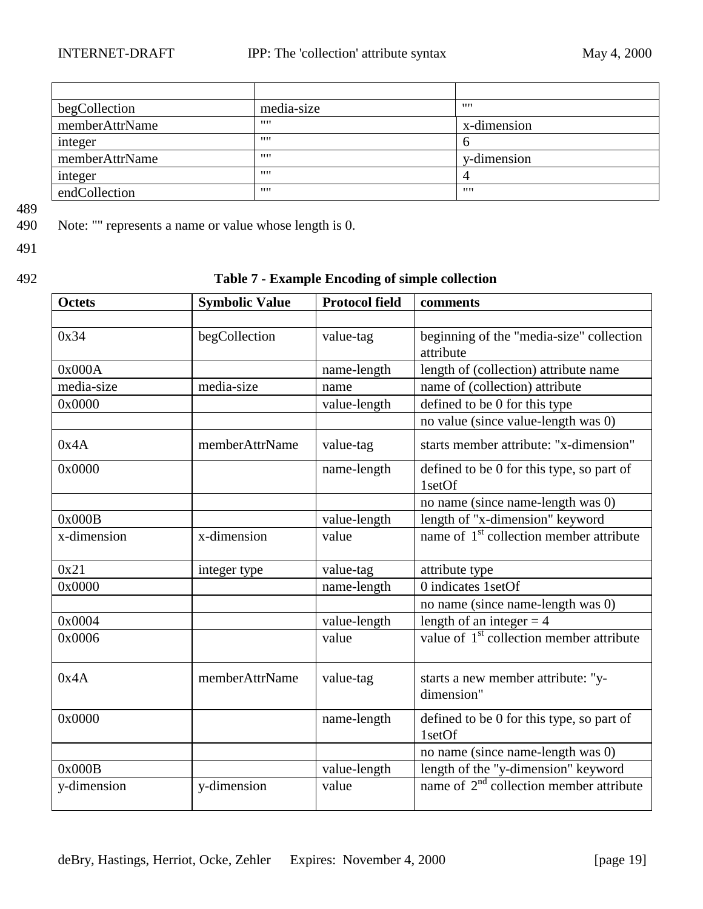| | | |
|---|---|---|
| begCollection | media-size | "" |
| memberAttrName | "" | x-dimension |
| integer | "" | 6 |
| memberAttrName | "" | y-dimension |
| integer | "" | 4 |
| endCollection | "" | "" |

Note: "" represents a name or value whose length is 0.

**Table 7 - Example Encoding of simple collection**

| Octets | Symbolic Value | Protocol field | comments |
|---|---|---|---|
| | | | |
| 0x34 | begCollection | value-tag | beginning of the "media-size" collection attribute |
| 0x000A | | name-length | length of (collection) attribute name |
| media-size | media-size | name | name of (collection) attribute |
| 0x0000 | | value-length | defined to be 0 for this type |
| | | | no value (since value-length was 0) |
| 0x4A | memberAttrName | value-tag | starts member attribute: "x-dimension" |
| 0x0000 | | name-length | defined to be 0 for this type, so part of 1setOf |
| | | | no name (since name-length was 0) |
| 0x000B | | value-length | length of "x-dimension" keyword |
| x-dimension | x-dimension | value | name of 1st collection member attribute |
| 0x21 | integer type | value-tag | attribute type |
| 0x0000 | | name-length | 0 indicates 1setOf |
| | | | no name (since name-length was 0) |
| 0x0004 | | value-length | length of an integer = 4 |
| 0x0006 | | value | value of 1st collection member attribute |
| 0x4A | memberAttrName | value-tag | starts a new member attribute: "y-dimension" |
| 0x0000 | | name-length | defined to be 0 for this type, so part of 1setOf |
| | | | no name (since name-length was 0) |
| 0x000B | | value-length | length of the "y-dimension" keyword |
| y-dimension | y-dimension | value | name of 2nd collection member attribute |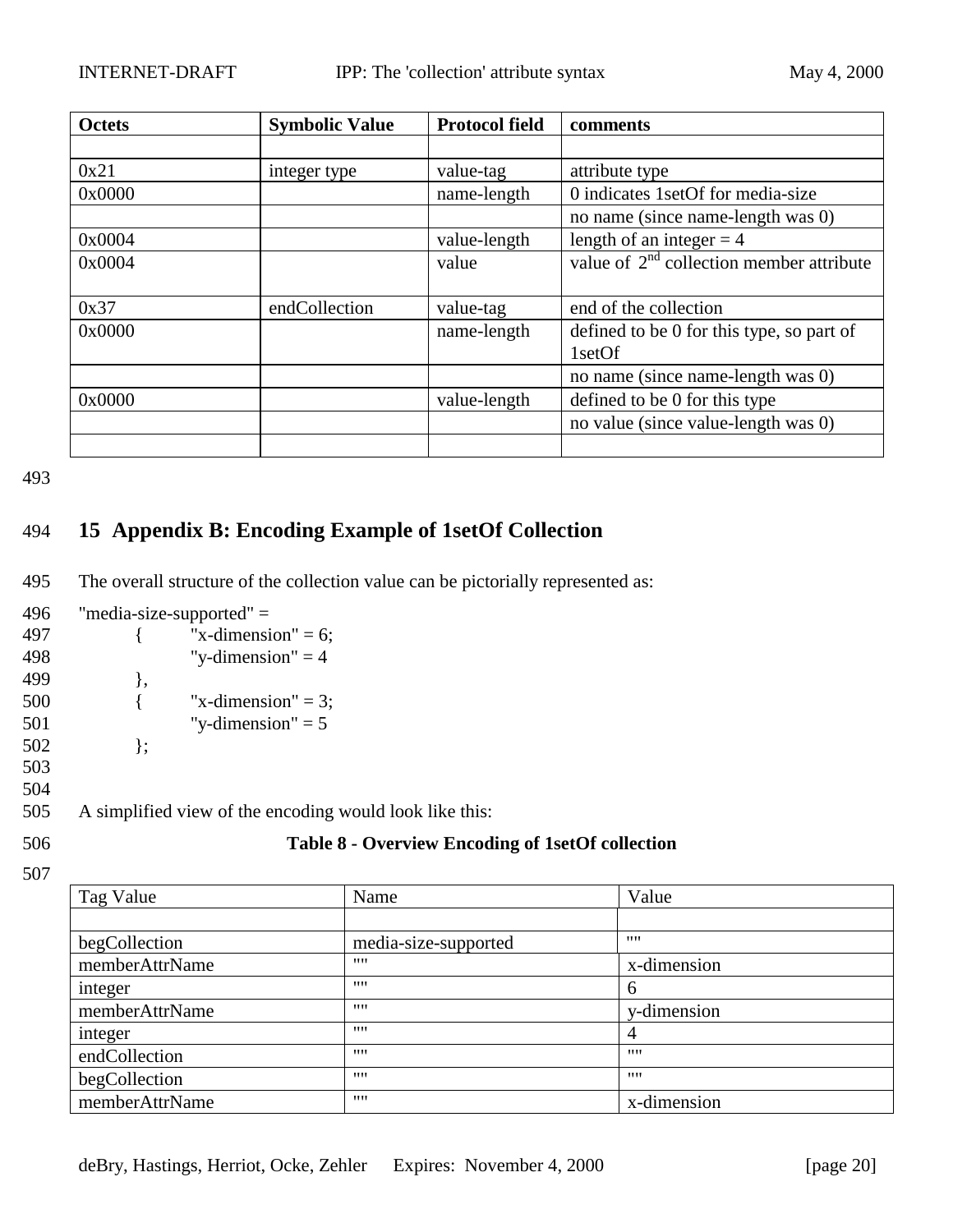| Octets | Symbolic Value | Protocol field | comments |
|---|---|---|---|
| | | | |
| 0x21 | integer type | value-tag | attribute type |
| 0x0000 | | name-length | 0 indicates 1setOf for media-size |
| | | | no name (since name-length was 0) |
| 0x0004 | | value-length | length of an integer = 4 |
| 0x0004 | | value | value of 2nd collection member attribute |
| 0x37 | endCollection | value-tag | end of the collection |
| 0x0000 | | name-length | defined to be 0 for this type, so part of 1setOf |
| | | | no name (since name-length was 0) |
| 0x0000 | | value-length | defined to be 0 for this type |
| | | | no value (since value-length was 0) |
| | | | |

## 15 Appendix B: Encoding Example of 1setOf Collection

The overall structure of the collection value can be pictorially represented as:

```
"media-size-supported" =
        {       "x-dimension" = 6;
                "y-dimension" = 4
        },
        {       "x-dimension" = 3;
                "y-dimension" = 5
        };
```

A simplified view of the encoding would look like this:

**Table 8 - Overview Encoding of 1setOf collection**

| Tag Value | Name | Value |
|---|---|---|
| | | |
| begCollection | media-size-supported | "" |
| memberAttrName | "" | x-dimension |
| integer | "" | 6 |
| memberAttrName | "" | y-dimension |
| integer | "" | 4 |
| endCollection | "" | "" |
| begCollection | "" | "" |
| memberAttrName | "" | x-dimension |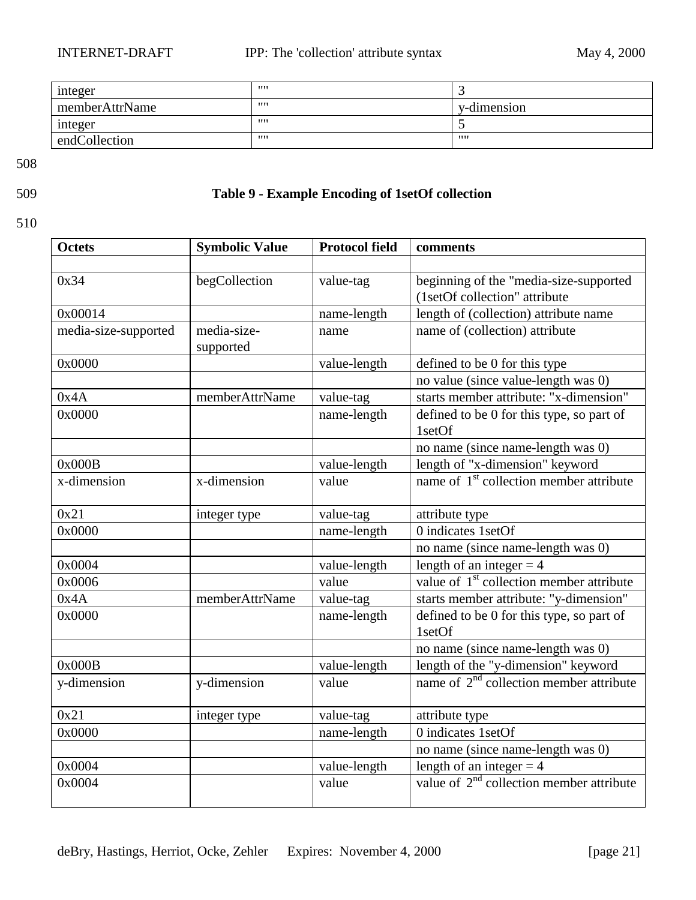| | | |
|---|---|---|
| integer | "" | 3 |
| memberAttrName | "" | y-dimension |
| integer | "" | 5 |
| endCollection | "" | "" |

508

509 **Table 9 - Example Encoding of 1setOf collection**

510

| Octets | Symbolic Value | Protocol field | comments |
|---|---|---|---|
| | | | |
| 0x34 | begCollection | value-tag | beginning of the "media-size-supported (1setOf collection" attribute |
| 0x00014 | | name-length | length of (collection) attribute name |
| media-size-supported | media-size-supported | name | name of (collection) attribute |
| 0x0000 | | value-length | defined to be 0 for this type |
| | | | no value (since value-length was 0) |
| 0x4A | memberAttrName | value-tag | starts member attribute: "x-dimension" |
| 0x0000 | | name-length | defined to be 0 for this type, so part of 1setOf |
| | | | no name (since name-length was 0) |
| 0x000B | | value-length | length of "x-dimension" keyword |
| x-dimension | x-dimension | value | name of 1st collection member attribute |
| 0x21 | integer type | value-tag | attribute type |
| 0x0000 | | name-length | 0 indicates 1setOf |
| | | | no name (since name-length was 0) |
| 0x0004 | | value-length | length of an integer = 4 |
| 0x0006 | | value | value of 1st collection member attribute |
| 0x4A | memberAttrName | value-tag | starts member attribute: "y-dimension" |
| 0x0000 | | name-length | defined to be 0 for this type, so part of 1setOf |
| | | | no name (since name-length was 0) |
| 0x000B | | value-length | length of the "y-dimension" keyword |
| y-dimension | y-dimension | value | name of 2nd collection member attribute |
| 0x21 | integer type | value-tag | attribute type |
| 0x0000 | | name-length | 0 indicates 1setOf |
| | | | no name (since name-length was 0) |
| 0x0004 | | value-length | length of an integer = 4 |
| 0x0004 | | value | value of 2nd collection member attribute |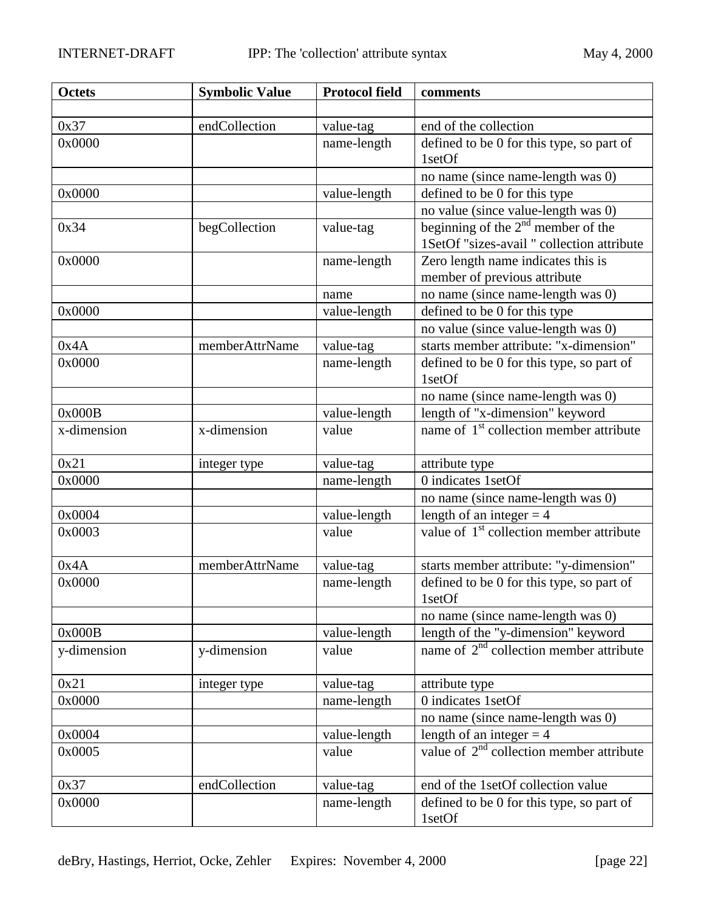| Octets | Symbolic Value | Protocol field | comments |
| --- | --- | --- | --- |
| | | | |
| 0x37 | endCollection | value-tag | end of the collection |
| 0x0000 | | name-length | defined to be 0 for this type, so part of 1setOf |
| | | | no name (since name-length was 0) |
| 0x0000 | | value-length | defined to be 0 for this type |
| | | | no value (since value-length was 0) |
| 0x34 | begCollection | value-tag | beginning of the 2nd member of the 1SetOf "sizes-avail " collection attribute |
| 0x0000 | | name-length | Zero length name indicates this is member of previous attribute |
| | | name | no name (since name-length was 0) |
| 0x0000 | | value-length | defined to be 0 for this type |
| | | | no value (since value-length was 0) |
| 0x4A | memberAttrName | value-tag | starts member attribute: "x-dimension" |
| 0x0000 | | name-length | defined to be 0 for this type, so part of 1setOf |
| | | | no name (since name-length was 0) |
| 0x000B | | value-length | length of "x-dimension" keyword |
| x-dimension | x-dimension | value | name of 1st collection member attribute |
| 0x21 | integer type | value-tag | attribute type |
| 0x0000 | | name-length | 0 indicates 1setOf |
| | | | no name (since name-length was 0) |
| 0x0004 | | value-length | length of an integer = 4 |
| 0x0003 | | value | value of 1st collection member attribute |
| 0x4A | memberAttrName | value-tag | starts member attribute: "y-dimension" |
| 0x0000 | | name-length | defined to be 0 for this type, so part of 1setOf |
| | | | no name (since name-length was 0) |
| 0x000B | | value-length | length of the "y-dimension" keyword |
| y-dimension | y-dimension | value | name of 2nd collection member attribute |
| 0x21 | integer type | value-tag | attribute type |
| 0x0000 | | name-length | 0 indicates 1setOf |
| | | | no name (since name-length was 0) |
| 0x0004 | | value-length | length of an integer = 4 |
| 0x0005 | | value | value of 2nd collection member attribute |
| 0x37 | endCollection | value-tag | end of the 1setOf collection value |
| 0x0000 | | name-length | defined to be 0 for this type, so part of 1setOf |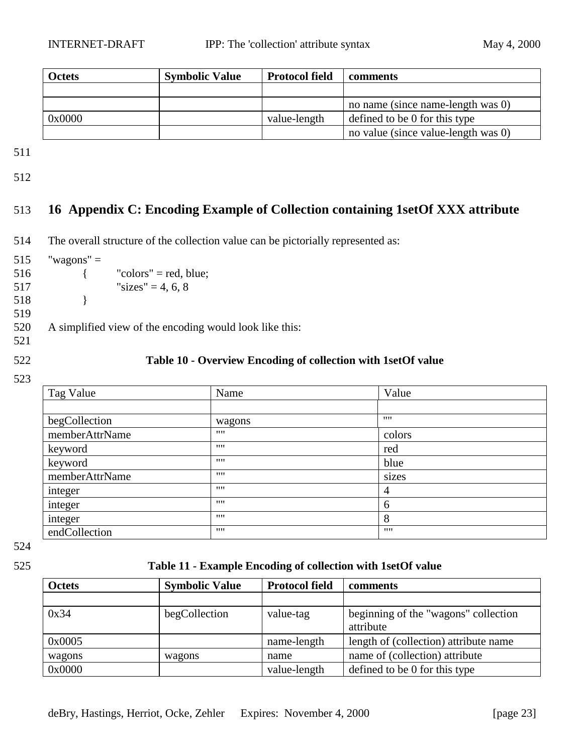| Octets | Symbolic Value | Protocol field | comments |
|---|---|---|---|
| | | | |
| | | | no name (since name-length was 0) |
| 0x0000 | | value-length | defined to be 0 for this type |
| | | | no value (since value-length was 0) |

# 16 Appendix C: Encoding Example of Collection containing 1setOf XXX attribute

The overall structure of the collection value can be pictorially represented as:

```
"wagons" =
        {       "colors" = red, blue;
                "sizes" = 4, 6, 8
        }
```

A simplified view of the encoding would look like this:

**Table 10 - Overview Encoding of collection with 1setOf value**

| Tag Value | Name | Value |
|---|---|---|
| | | |
| begCollection | wagons | "" |
| memberAttrName | "" | colors |
| keyword | "" | red |
| keyword | "" | blue |
| memberAttrName | "" | sizes |
| integer | "" | 4 |
| integer | "" | 6 |
| integer | "" | 8 |
| endCollection | "" | "" |

**Table 11 - Example Encoding of collection with 1setOf value**

| Octets | Symbolic Value | Protocol field | comments |
|---|---|---|---|
| | | | |
| 0x34 | begCollection | value-tag | beginning of the "wagons" collection attribute |
| 0x0005 | | name-length | length of (collection) attribute name |
| wagons | wagons | name | name of (collection) attribute |
| 0x0000 | | value-length | defined to be 0 for this type |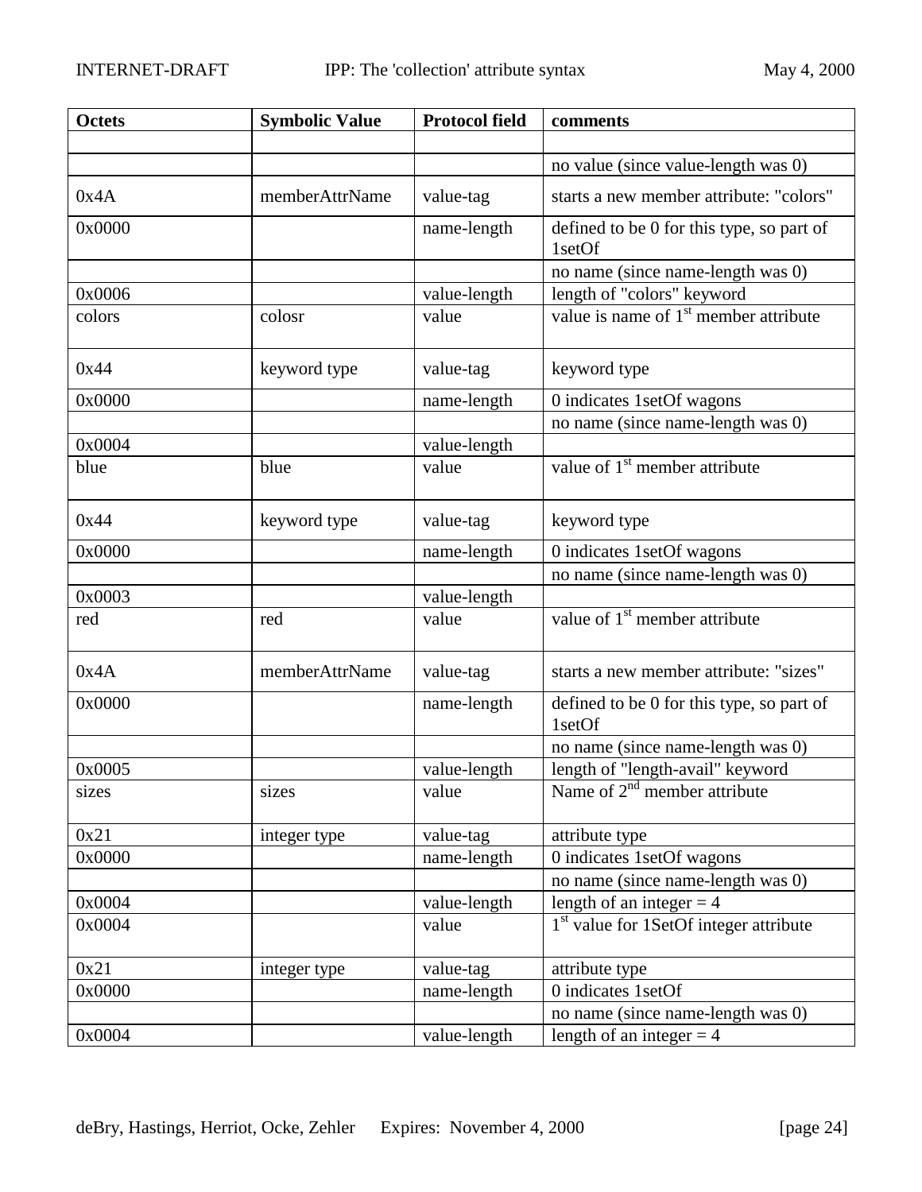| Octets | Symbolic Value | Protocol field | comments |
|---|---|---|---|
| | | | |
| | | | no value (since value-length was 0) |
| 0x4A | memberAttrName | value-tag | starts a new member attribute: "colors" |
| 0x0000 | | name-length | defined to be 0 for this type, so part of 1setOf |
| | | | no name (since name-length was 0) |
| 0x0006 | | value-length | length of "colors" keyword |
| colors | colosr | value | value is name of 1st member attribute |
| 0x44 | keyword type | value-tag | keyword type |
| 0x0000 | | name-length | 0 indicates 1setOf wagons |
| | | | no name (since name-length was 0) |
| 0x0004 | | value-length | |
| blue | blue | value | value of 1st member attribute |
| 0x44 | keyword type | value-tag | keyword type |
| 0x0000 | | name-length | 0 indicates 1setOf wagons |
| | | | no name (since name-length was 0) |
| 0x0003 | | value-length | |
| red | red | value | value of 1st member attribute |
| 0x4A | memberAttrName | value-tag | starts a new member attribute: "sizes" |
| 0x0000 | | name-length | defined to be 0 for this type, so part of 1setOf |
| | | | no name (since name-length was 0) |
| 0x0005 | | value-length | length of "length-avail" keyword |
| sizes | sizes | value | Name of 2nd member attribute |
| 0x21 | integer type | value-tag | attribute type |
| 0x0000 | | name-length | 0 indicates 1setOf wagons |
| | | | no name (since name-length was 0) |
| 0x0004 | | value-length | length of an integer = 4 |
| 0x0004 | | value | 1st value for 1SetOf integer attribute |
| 0x21 | integer type | value-tag | attribute type |
| 0x0000 | | name-length | 0 indicates 1setOf |
| | | | no name (since name-length was 0) |
| 0x0004 | | value-length | length of an integer = 4 |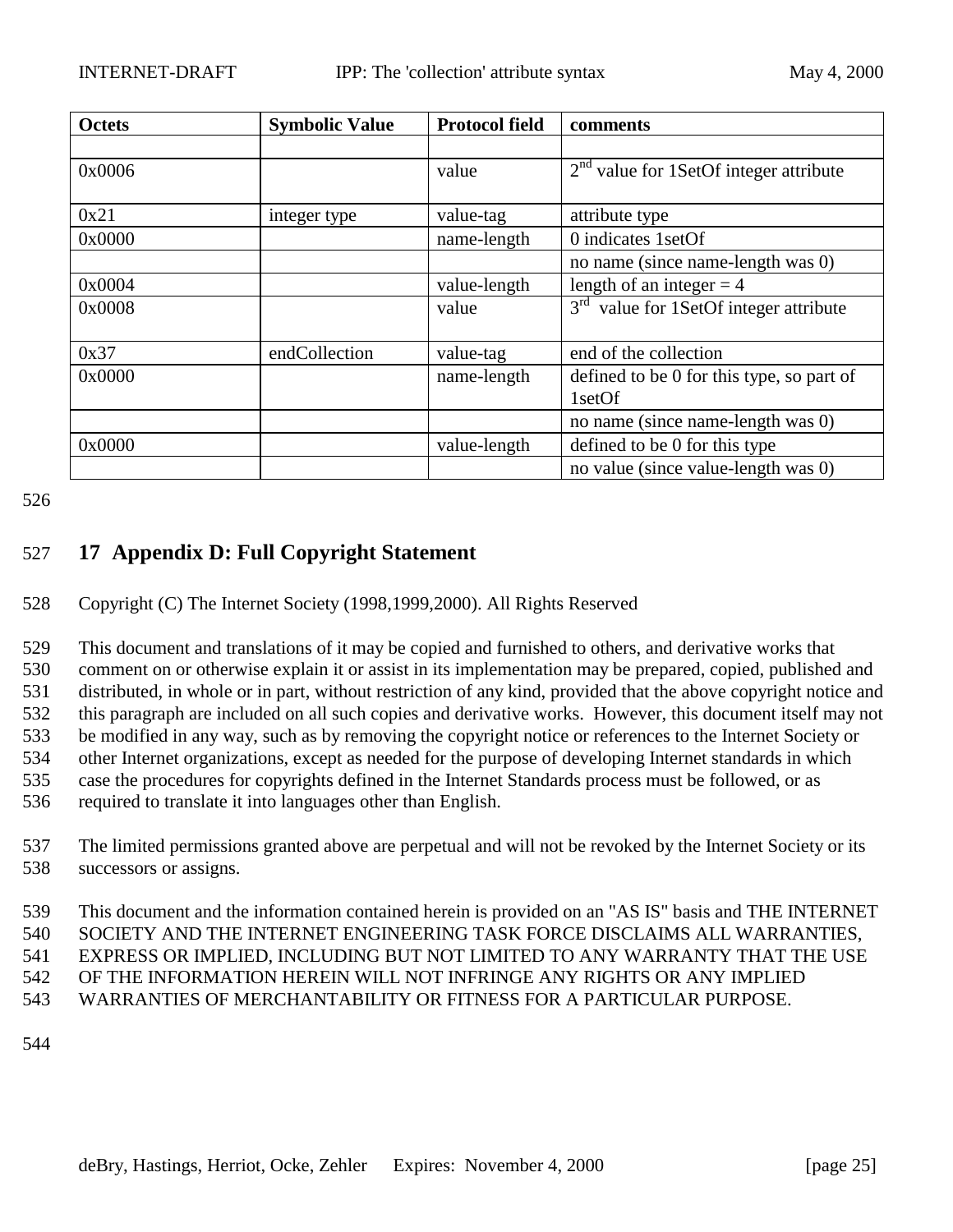| Octets | Symbolic Value | Protocol field | comments |
|---|---|---|---|
| | | | |
| 0x0006 | | value | 2nd value for 1SetOf integer attribute |
| 0x21 | integer type | value-tag | attribute type |
| 0x0000 | | name-length | 0 indicates 1setOf |
| | | | no name (since name-length was 0) |
| 0x0004 | | value-length | length of an integer = 4 |
| 0x0008 | | value | 3rd value for 1SetOf integer attribute |
| 0x37 | endCollection | value-tag | end of the collection |
| 0x0000 | | name-length | defined to be 0 for this type, so part of 1setOf |
| | | | no name (since name-length was 0) |
| 0x0000 | | value-length | defined to be 0 for this type |
| | | | no value (since value-length was 0) |

# 17 Appendix D: Full Copyright Statement

Copyright (C) The Internet Society (1998,1999,2000). All Rights Reserved

This document and translations of it may be copied and furnished to others, and derivative works that comment on or otherwise explain it or assist in its implementation may be prepared, copied, published and distributed, in whole or in part, without restriction of any kind, provided that the above copyright notice and this paragraph are included on all such copies and derivative works. However, this document itself may not be modified in any way, such as by removing the copyright notice or references to the Internet Society or other Internet organizations, except as needed for the purpose of developing Internet standards in which case the procedures for copyrights defined in the Internet Standards process must be followed, or as required to translate it into languages other than English.

The limited permissions granted above are perpetual and will not be revoked by the Internet Society or its successors or assigns.

This document and the information contained herein is provided on an "AS IS" basis and THE INTERNET SOCIETY AND THE INTERNET ENGINEERING TASK FORCE DISCLAIMS ALL WARRANTIES, EXPRESS OR IMPLIED, INCLUDING BUT NOT LIMITED TO ANY WARRANTY THAT THE USE OF THE INFORMATION HEREIN WILL NOT INFRINGE ANY RIGHTS OR ANY IMPLIED WARRANTIES OF MERCHANTABILITY OR FITNESS FOR A PARTICULAR PURPOSE.